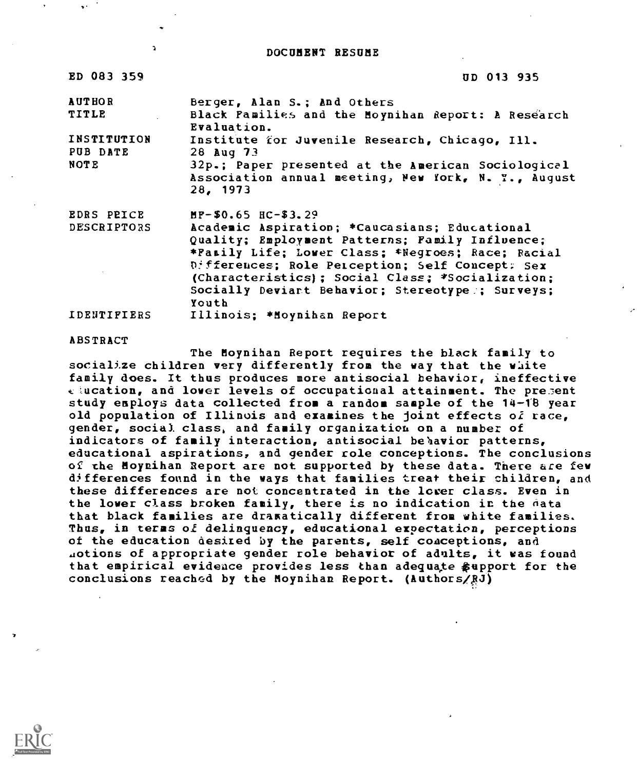DOCUMENT RESUME

| | |
|---|---|
| ED 083 359 | UD 013 935 |
| AUTHOR | Berger, Alan S.; And Others |
| TITLE | Black Families and the Moynihan Report: A Research Evaluation. |
| INSTITUTION | Institute for Juvenile Research, Chicago, Ill. |
| PUB DATE | 28 Aug 73 |
| NOTE | 32p.; Paper presented at the American Sociological Association annual meeting, New York, N. Y., August 28, 1973 |
| EDRS PRICE | MF-$0.65 HC-$3.29 |
| DESCRIPTORS | Academic Aspiration; *Caucasians; Educational Quality; Employment Patterns; Family Influence; *Family Life; Lower Class; *Negroes; Race; Racial Differences; Role Perception; Self Concept; Sex (Characteristics); Social Class; *Socialization; Socially Deviant Behavior; Stereotypes; Surveys; Youth |
| IDENTIFIERS | Illinois; *Moynihan Report |

ABSTRACT

The Moynihan Report requires the black family to socialize children very differently from the way that the white family does. It thus produces more antisocial behavior, ineffective education, and lower levels of occupational attainment. The present study employs data collected from a random sample of the 14-18 year old population of Illinois and examines the joint effects of race, gender, social class, and family organization on a number of indicators of family interaction, antisocial behavior patterns, educational aspirations, and gender role conceptions. The conclusions of the Moynihan Report are not supported by these data. There are few differences found in the ways that families treat their children, and these differences are not concentrated in the lower class. Even in the lower class broken family, there is no indication in the data that black families are dramatically different from white families. Thus, in terms of delinquency, educational expectation, perceptions of the education desired by the parents, self conceptions, and notions of appropriate gender role behavior of adults, it was found that empirical evidence provides less than adequate support for the conclusions reached by the Moynihan Report. (Authors/RJ)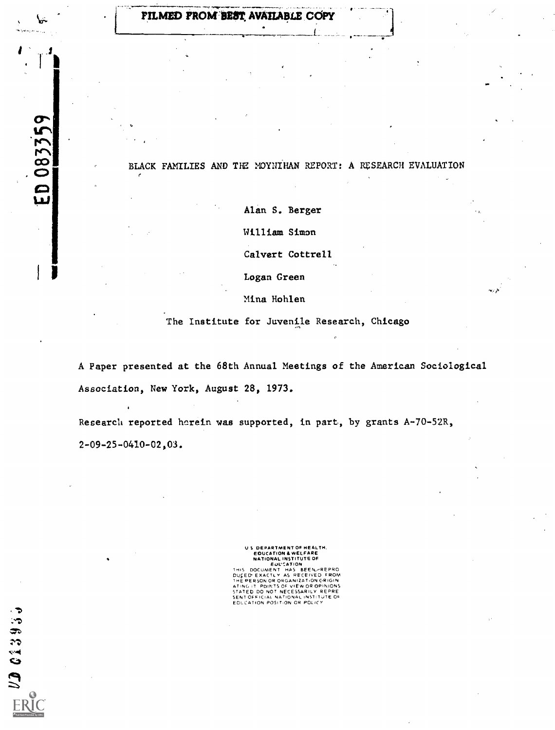FILMED FROM BEST AVAILABLE COPY

ED 083359

# BLACK FAMILIES AND THE MOYNIHAN REPORT: A RESEARCH EVALUATION

Alan S. Berger

William Simon

Calvert Cottrell

Logan Green

Mina Hohlen

The Institute for Juvenile Research, Chicago

A Paper presented at the 68th Annual Meetings of the American Sociological Association, New York, August 28, 1973.

Research reported herein was supported, in part, by grants A-70-52R, 2-09-25-0410-02,03.

U S DEPARTMENT OF HEALTH, EDUCATION & WELFARE
NATIONAL INSTITUTE OF EDUCATION
THIS DOCUMENT HAS BEEN REPRODUCED EXACTLY AS RECEIVED FROM THE PERSON OR ORGANIZATION ORIGINATING IT. POINTS OF VIEW OR OPINIONS STATED DO NOT NECESSARILY REPRESENT OFFICIAL NATIONAL INSTITUTE OF EDUCATION POSITION OR POLICY

UD 013933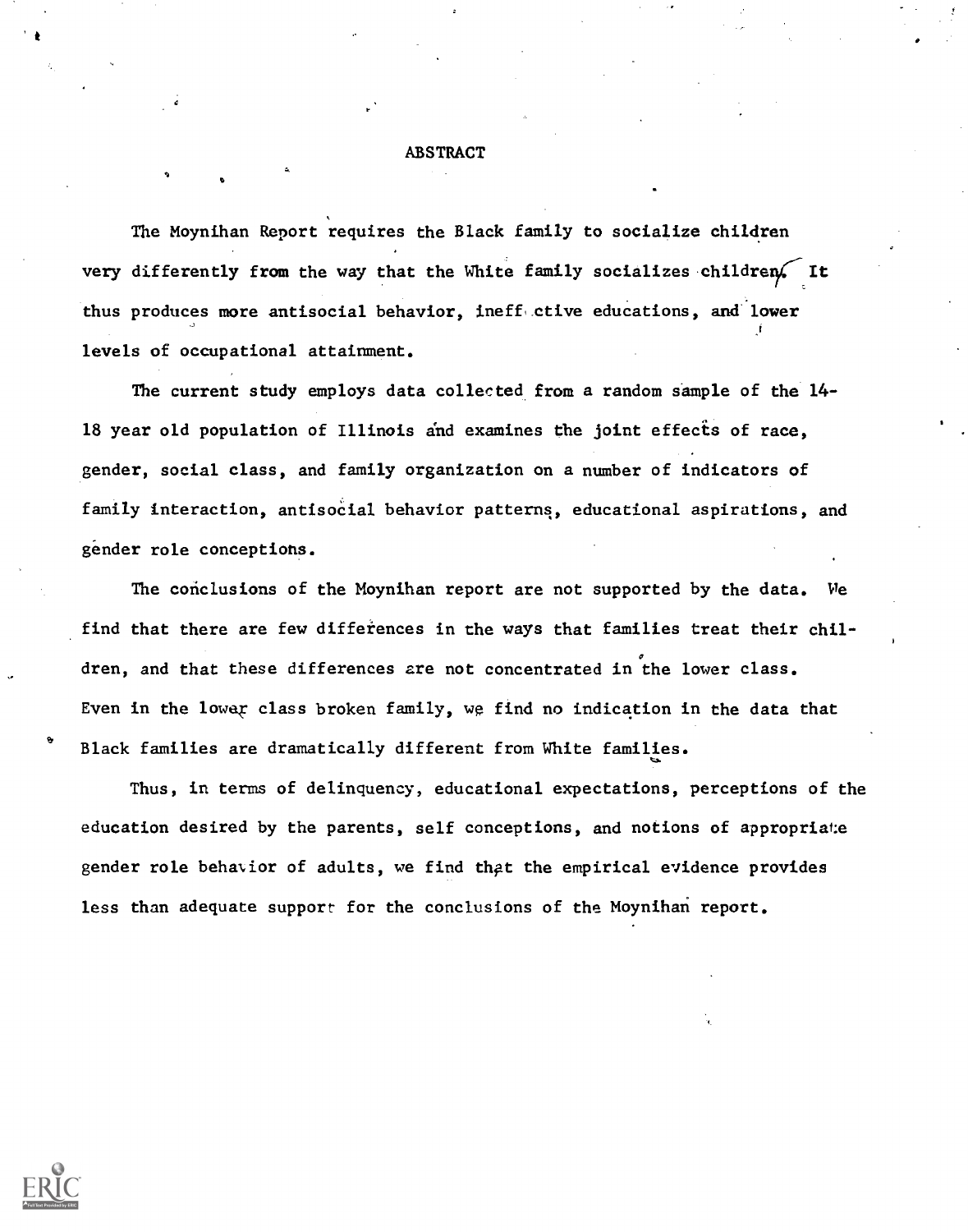## ABSTRACT

The Moynihan Report requires the Black family to socialize children very differently from the way that the White family socializes children. It thus produces more antisocial behavior, ineffective educations, and lower levels of occupational attainment.

The current study employs data collected from a random sample of the 14-18 year old population of Illinois and examines the joint effects of race, gender, social class, and family organization on a number of indicators of family interaction, antisocial behavior patterns, educational aspirations, and gender role conceptions.

The conclusions of the Moynihan report are not supported by the data. We find that there are few differences in the ways that families treat their children, and that these differences are not concentrated in the lower class. Even in the lower class broken family, we find no indication in the data that Black families are dramatically different from White families.

Thus, in terms of delinquency, educational expectations, perceptions of the education desired by the parents, self conceptions, and notions of appropriate gender role behavior of adults, we find that the empirical evidence provides less than adequate support for the conclusions of the Moynihan report.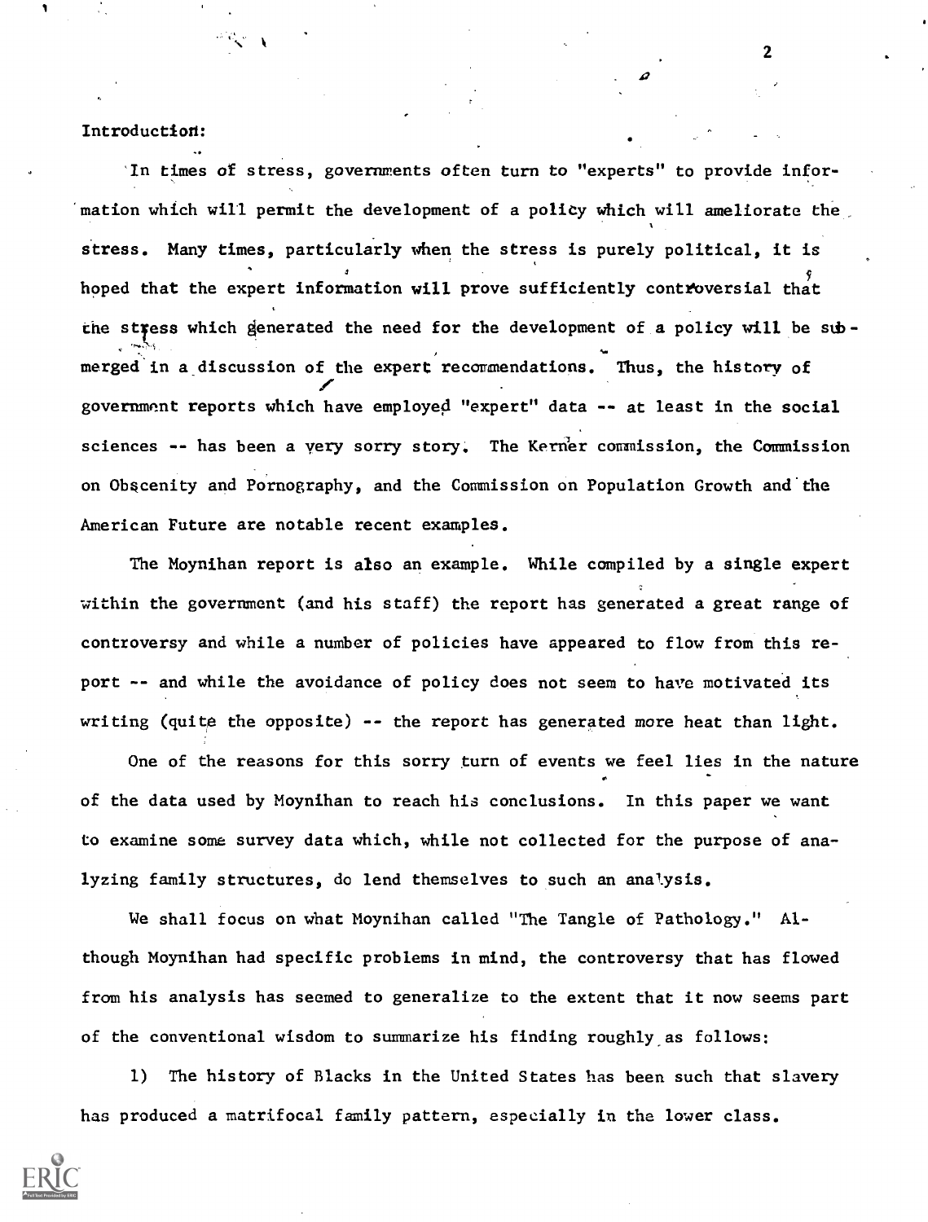Introduction:

In times of stress, governments often turn to "experts" to provide information which will permit the development of a policy which will ameliorate the stress. Many times, particularly when the stress is purely political, it is hoped that the expert information will prove sufficiently controversial that the stress which generated the need for the development of a policy will be submerged in a discussion of the expert recommendations. Thus, the history of government reports which have employed "expert" data -- at least in the social sciences -- has been a very sorry story. The Kerner commission, the Commission on Obscenity and Pornography, and the Commission on Population Growth and the American Future are notable recent examples.

The Moynihan report is also an example. While compiled by a single expert within the government (and his staff) the report has generated a great range of controversy and while a number of policies have appeared to flow from this report -- and while the avoidance of policy does not seem to have motivated its writing (quite the opposite) -- the report has generated more heat than light.

One of the reasons for this sorry turn of events we feel lies in the nature of the data used by Moynihan to reach his conclusions. In this paper we want to examine some survey data which, while not collected for the purpose of analyzing family structures, do lend themselves to such an analysis.

We shall focus on what Moynihan called "The Tangle of Pathology." Although Moynihan had specific problems in mind, the controversy that has flowed from his analysis has seemed to generalize to the extent that it now seems part of the conventional wisdom to summarize his finding roughly as follows:

1) The history of Blacks in the United States has been such that slavery has produced a matrifocal family pattern, especially in the lower class.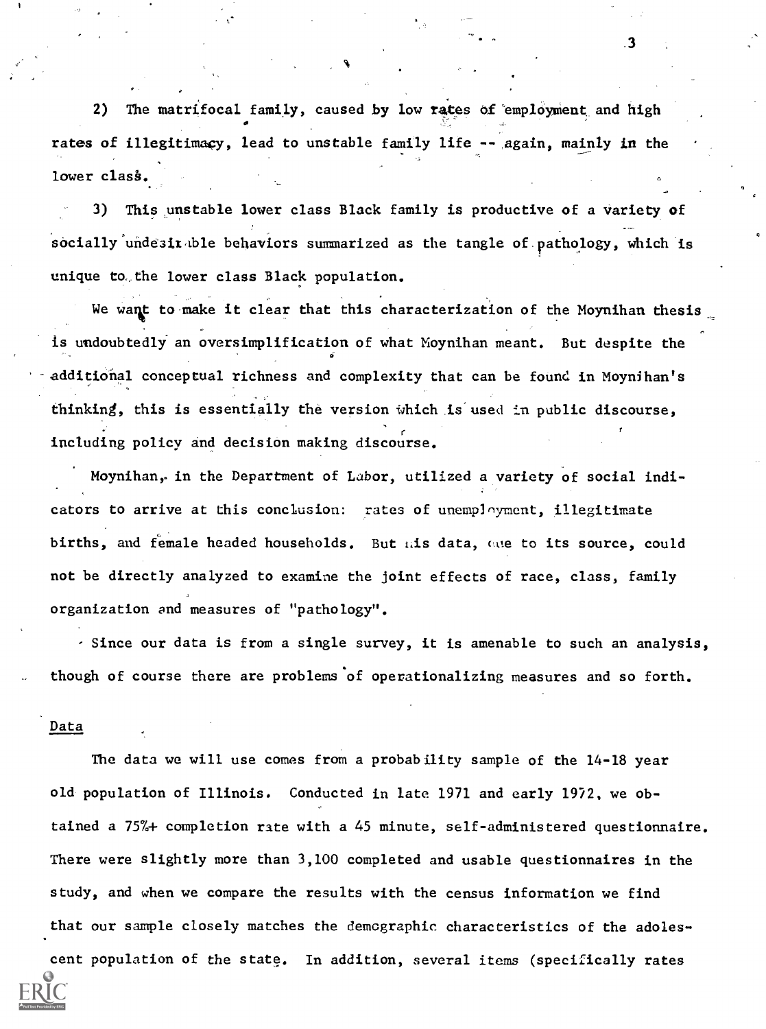2) The matrifocal family, caused by low rates of employment and high rates of illegitimacy, lead to unstable family life -- again, mainly in the lower class.

3) This unstable lower class Black family is productive of a variety of socially undesirable behaviors summarized as the tangle of pathology, which is unique to the lower class Black population.

We want to make it clear that this characterization of the Moynihan thesis is undoubtedly an oversimplification of what Moynihan meant. But despite the additional conceptual richness and complexity that can be found in Moynihan's thinking, this is essentially the version which is used in public discourse, including policy and decision making discourse.

Moynihan, in the Department of Labor, utilized a variety of social indicators to arrive at this conclusion: rates of unemployment, illegitimate births, and female headed households. But his data, due to its source, could not be directly analyzed to examine the joint effects of race, class, family organization and measures of "pathology".

Since our data is from a single survey, it is amenable to such an analysis, though of course there are problems of operationalizing measures and so forth.

## Data

The data we will use comes from a probability sample of the 14-18 year old population of Illinois. Conducted in late 1971 and early 1972, we obtained a 75%+ completion rate with a 45 minute, self-administered questionnaire. There were slightly more than 3,100 completed and usable questionnaires in the study, and when we compare the results with the census information we find that our sample closely matches the demographic characteristics of the adolescent population of the state. In addition, several items (specifically rates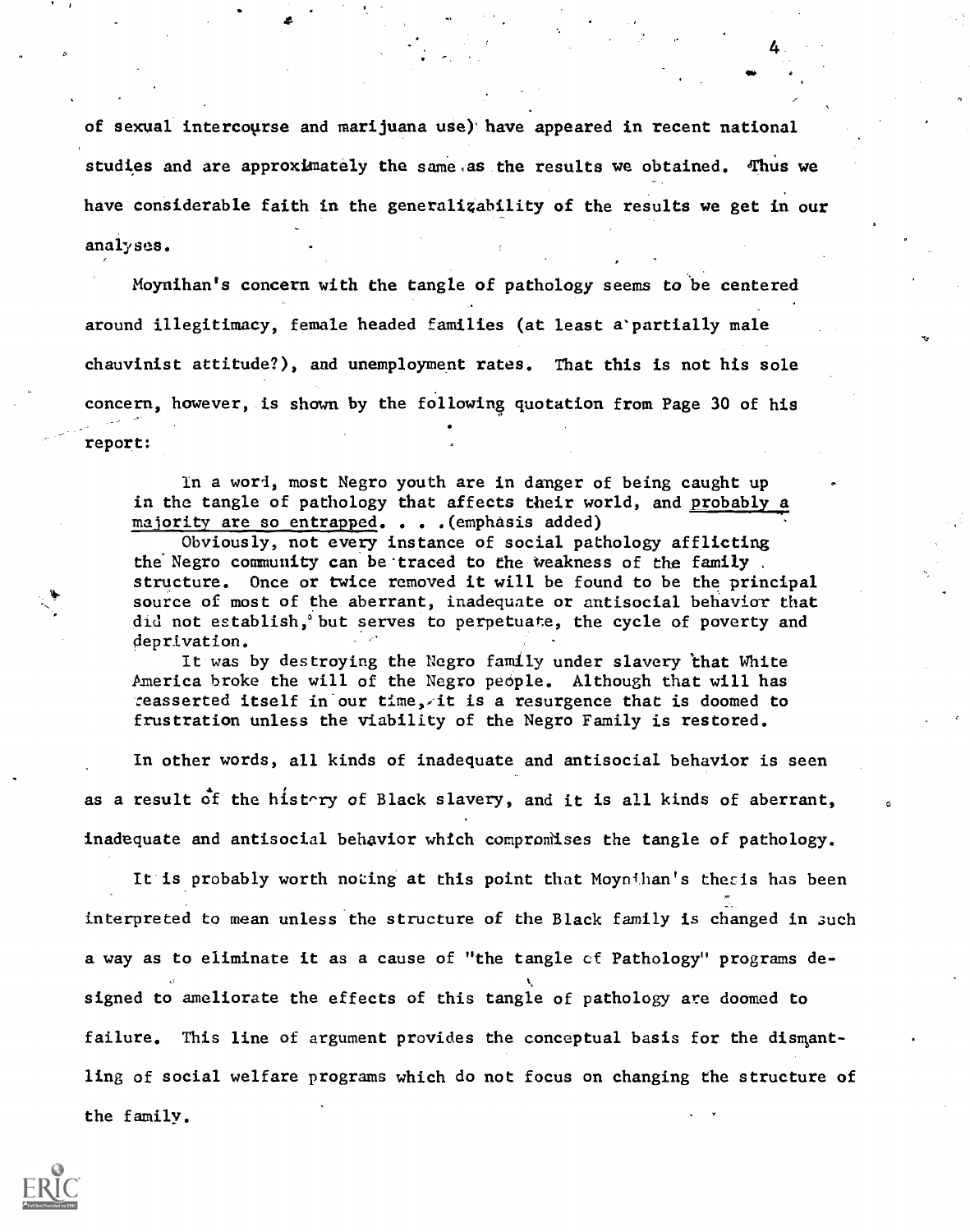of sexual intercourse and marijuana use) have appeared in recent national studies and are approximately the same as the results we obtained. Thus we have considerable faith in the generalizability of the results we get in our analyses.

Moynihan's concern with the tangle of pathology seems to be centered around illegitimacy, female headed families (at least a partially male chauvinist attitude?), and unemployment rates. That this is not his sole concern, however, is shown by the following quotation from Page 30 of his report:

> In a word, most Negro youth are in danger of being caught up in the tangle of pathology that affects their world, and <u>probably a majority are so entrapped</u>. . . .(emphasis added)
>
> Obviously, not every instance of social pathology afflicting the Negro community can be traced to the weakness of the family structure. Once or twice removed it will be found to be the principal source of most of the aberrant, inadequate or antisocial behavior that did not establish, but serves to perpetuate, the cycle of poverty and deprivation.
>
> It was by destroying the Negro family under slavery that White America broke the will of the Negro people. Although that will has reasserted itself in our time, it is a resurgence that is doomed to frustration unless the viability of the Negro Family is restored.

In other words, all kinds of inadequate and antisocial behavior is seen as a result of the history of Black slavery, and it is all kinds of aberrant, inadequate and antisocial behavior which compromises the tangle of pathology.

It is probably worth noting at this point that Moynihan's thesis has been interpreted to mean unless the structure of the Black family is changed in such a way as to eliminate it as a cause of "the tangle of Pathology" programs designed to ameliorate the effects of this tangle of pathology are doomed to failure. This line of argument provides the conceptual basis for the dismantling of social welfare programs which do not focus on changing the structure of the family.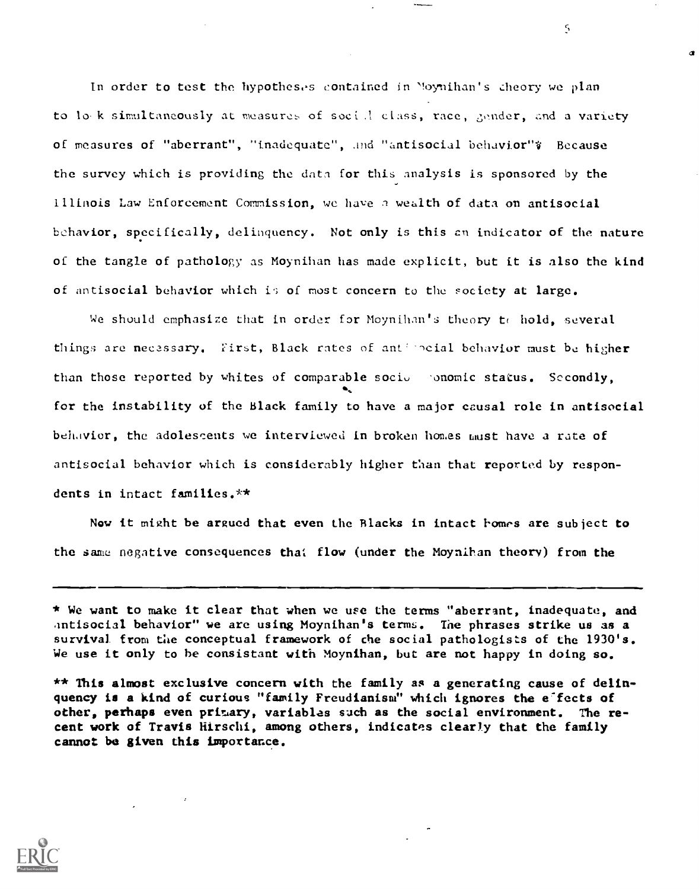In order to test the hypotheses contained in Moynihan's theory we plan to look simultaneously at measures of social class, race, gender, and a variety of measures of "aberrant", "inadequate", and "antisocial behavior"* Because the survey which is providing the data for this analysis is sponsored by the Illinois Law Enforcement Commission, we have a wealth of data on antisocial behavior, specifically, delinquency. Not only is this an indicator of the nature of the tangle of pathology as Moynihan has made explicit, but it is also the kind of antisocial behavior which is of most concern to the society at large.

We should emphasize that in order for Moynihan's theory to hold, several things are necessary. First, Black rates of antisocial behavior must be higher than those reported by whites of comparable socioeconomic status. Secondly, for the instability of the Black family to have a major causal role in antisocial behavior, the adolescents we interviewed in broken homes must have a rate of antisocial behavior which is considerably higher than that reported by respondents in intact families.**

Now it might be argued that even the Blacks in intact homes are subject to the same negative consequences that flow (under the Moynihan theory) from the

---

* We want to make it clear that when we use the terms "aberrant, inadequate, and antisocial behavior" we are using Moynihan's terms. The phrases strike us as a survival from the conceptual framework of the social pathologists of the 1930's. We use it only to be consistant with Moynihan, but are not happy in doing so.

** This almost exclusive concern with the family as a generating cause of delinquency is a kind of curious "family Freudianism" which ignores the effects of other, perhaps even primary, variables such as the social environment. The recent work of Travis Hirschi, among others, indicates clearly that the family cannot be given this importance.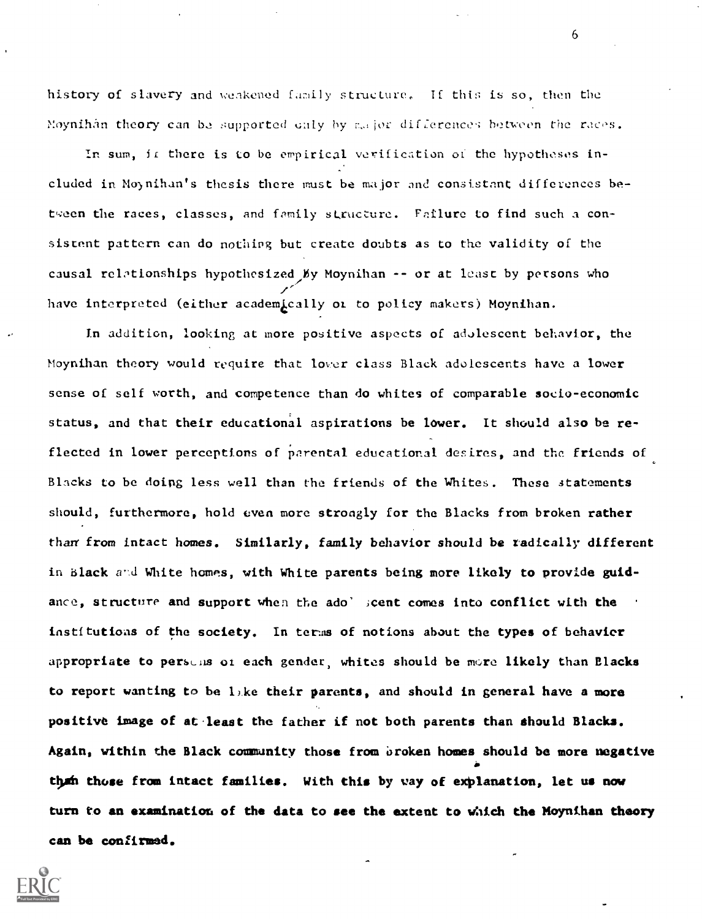history of slavery and weakened family structure. If this is so, then the Moynihan theory can be supported only by major differences between the races.

In sum, if there is to be empirical verification of the hypotheses included in Moynihan's thesis there must be major and consistant differences between the races, classes, and family structure. Failure to find such a consistent pattern can do nothing but create doubts as to the validity of the causal relationships hypothesized by Moynihan -- or at least by persons who have interpreted (either academically or to policy makers) Moynihan.

In addition, looking at more positive aspects of adolescent behavior, the Moynihan theory would require that lower class Black adolescents have a lower sense of self worth, and competence than do whites of comparable socio-economic status, and that their educational aspirations be lower. It should also be reflected in lower perceptions of parental educational desires, and the friends of Blacks to be doing less well than the friends of the Whites. These statements should, furthermore, hold even more strongly for the Blacks from broken rather than from intact homes. Similarly, family behavior should be radically different in Black and White homes, with White parents being more likely to provide guidance, structure and support when the adolescent comes into conflict with the institutions of the society. In terms of notions about the types of behavior appropriate to persons of each gender, whites should be more likely than Blacks to report wanting to be like their parents, and should in general have a more positive image of at least the father if not both parents than should Blacks. Again, within the Black community those from broken homes should be more negative than those from intact families. With this by way of explanation, let us now turn to an examination of the data to see the extent to which the Moynihan theory can be confirmed.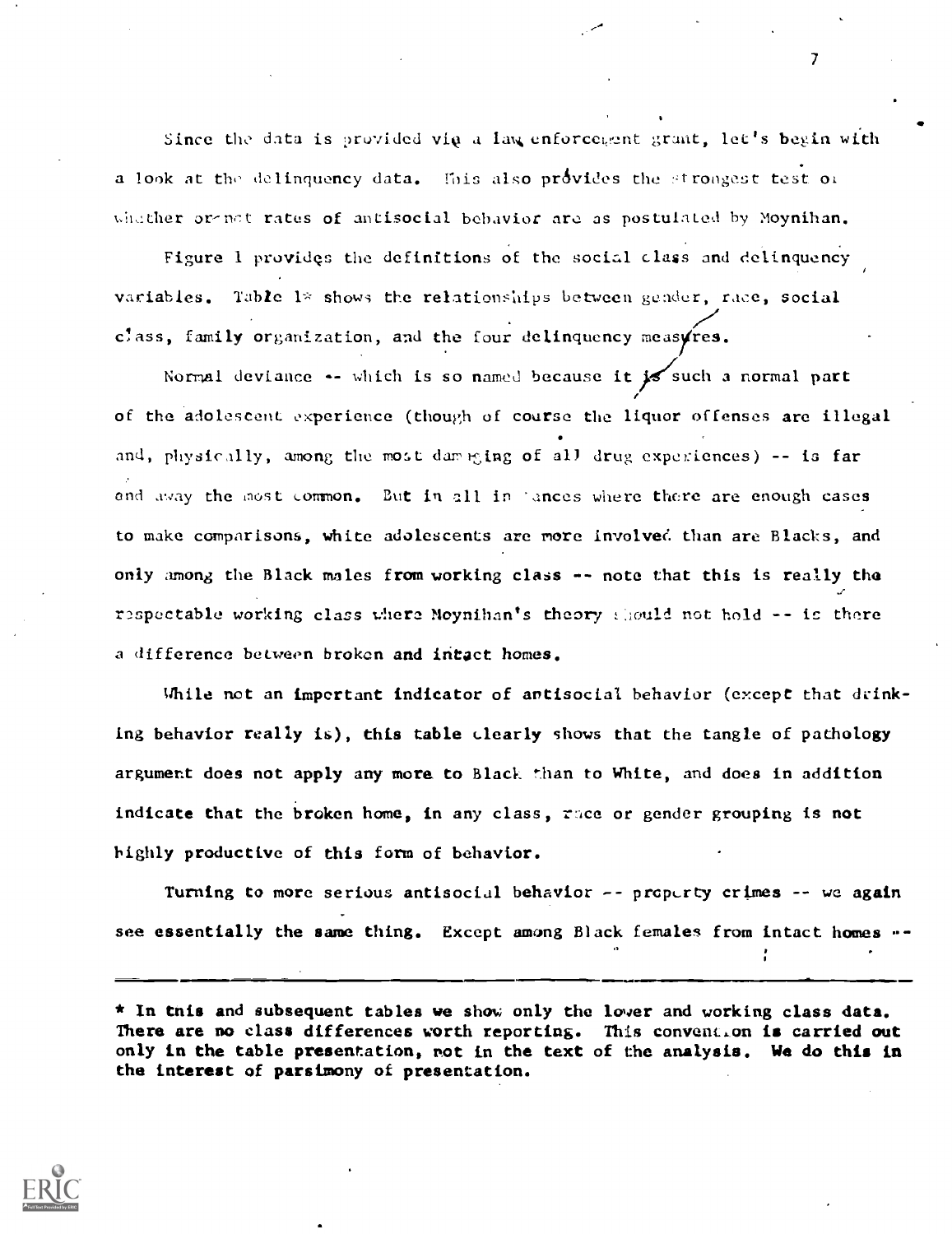Since the data is provided via a law enforcement grant, let's begin with a look at the delinquency data. This also provides the strongest test of whether or not rates of antisocial behavior are as postulated by Moynihan.

Figure 1 provides the definitions of the social class and delinquency variables. Table 1* shows the relationships between gender, race, social class, family organization, and the four delinquency measures.

Normal deviance -- which is so named because it is such a normal part of the adolescent experience (though of course the liquor offenses are illegal and, physically, among the most damaging of all drug experiences) -- is far and away the most common. But in all instances where there are enough cases to make comparisons, white adolescents are more involved than are Blacks, and only among the Black males from working class -- note that this is really the respectable working class where Moynihan's theory should not hold -- is there a difference between broken and intact homes.

While not an important indicator of antisocial behavior (except that drinking behavior really is), this table clearly shows that the tangle of pathology argument does not apply any more to Black than to White, and does in addition indicate that the broken home, in any class, race or gender grouping is not highly productive of this form of behavior.

Turning to more serious antisocial behavior -- property crimes -- we again see essentially the same thing. Except among Black females from intact homes --

---

* In this and subsequent tables we show only the lower and working class data. There are no class differences worth reporting. This convention is carried out only in the table presentation, not in the text of the analysis. We do this in the interest of parsimony of presentation.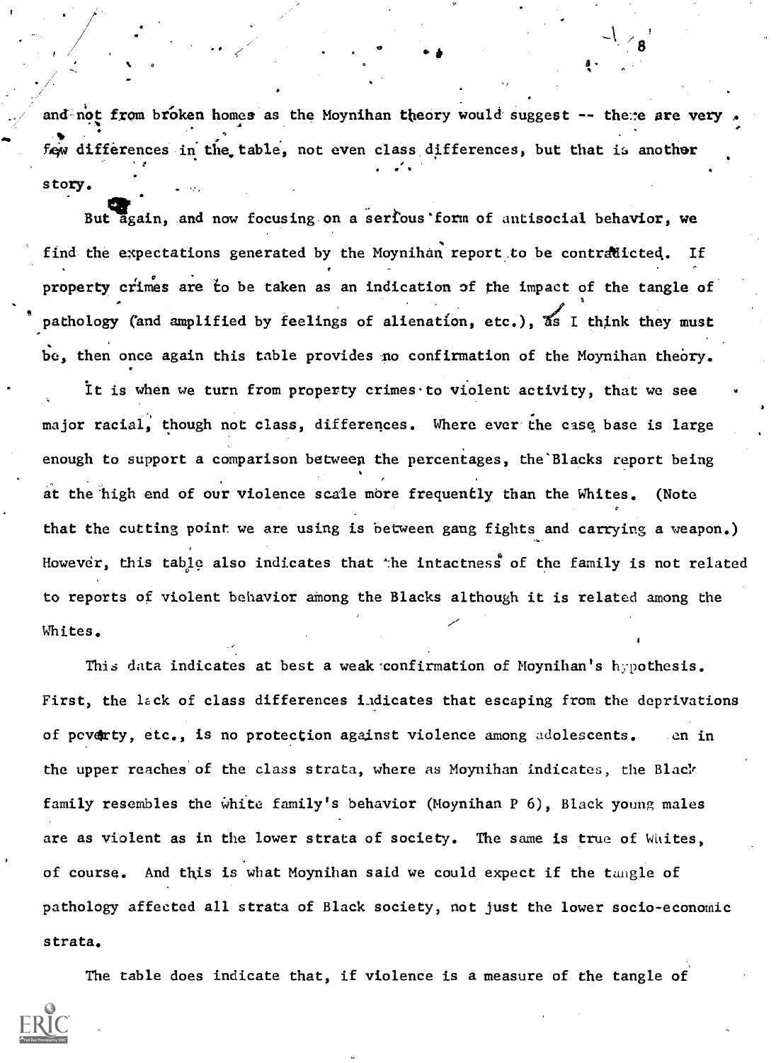and not from broken homes as the Moynihan theory would suggest -- there are very few differences in the table, not even class differences, but that is another story.

But again, and now focusing on a serious form of antisocial behavior, we find the expectations generated by the Moynihan report to be contradicted. If property crimes are to be taken as an indication of the impact of the tangle of pathology (and amplified by feelings of alienation, etc.), as I think they must be, then once again this table provides no confirmation of the Moynihan theory.

It is when we turn from property crimes to violent activity, that we see major racial, though not class, differences. Where ever the case base is large enough to support a comparison between the percentages, the Blacks report being at the high end of our violence scale more frequently than the Whites. (Note that the cutting point we are using is between gang fights and carrying a weapon.) However, this table also indicates that the intactness of the family is not related to reports of violent behavior among the Blacks although it is related among the Whites.

This data indicates at best a weak confirmation of Moynihan's hypothesis. First, the lack of class differences indicates that escaping from the deprivations of poverty, etc., is no protection against violence among adolescents. Even in the upper reaches of the class strata, where as Moynihan indicates, the Black family resembles the white family's behavior (Moynihan P 6), Black young males are as violent as in the lower strata of society. The same is true of Whites, of course. And this is what Moynihan said we could expect if the tangle of pathology affected all strata of Black society, not just the lower socio-economic strata.

The table does indicate that, if violence is a measure of the tangle of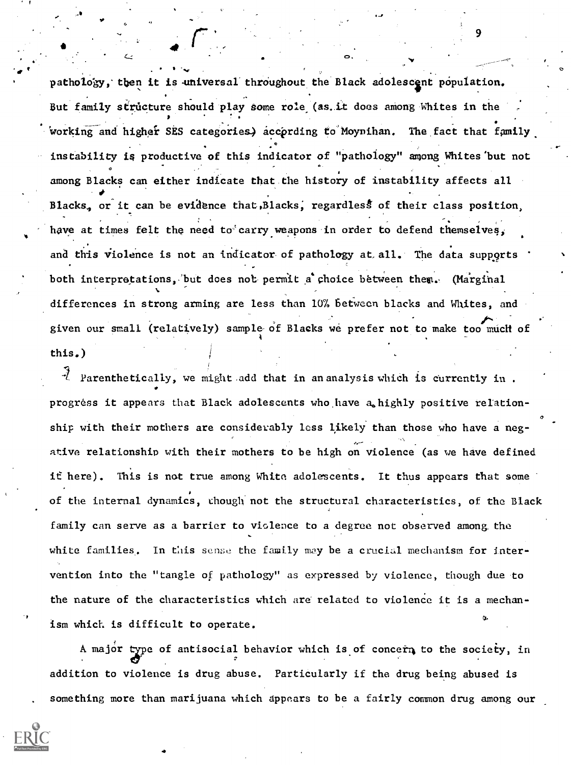pathology, then it is universal throughout the Black adolescent population. But family structure should play some role (as it does among Whites in the working and higher SES categories) according to Moynihan. The fact that family instability is productive of this indicator of "pathology" among Whites but not among Blacks can either indicate that the history of instability affects all Blacks, or it can be evidence that Blacks, regardless of their class position, have at times felt the need to carry weapons in order to defend themselves, and this violence is not an indicator of pathology at all. The data supports both interpretations, but does not permit a choice between them. (Marginal differences in strong arming are less than 10% between blacks and Whites, and given our small (relatively) sample of Blacks we prefer not to make too much of this.)

Parenthetically, we might add that in an analysis which is currently in progress it appears that Black adolescents who have a highly positive relationship with their mothers are considerably less likely than those who have a negative relationship with their mothers to be high on violence (as we have defined it here). This is not true among White adolescents. It thus appears that some of the internal dynamics, though not the structural characteristics, of the Black family can serve as a barrier to violence to a degree not observed among the white families. In this sense the family may be a crucial mechanism for intervention into the "tangle of pathology" as expressed by violence, though due to the nature of the characteristics which are related to violence it is a mechanism which is difficult to operate.

A major type of antisocial behavior which is of concern to the society, in addition to violence is drug abuse. Particularly if the drug being abused is something more than marijuana which appears to be a fairly common drug among our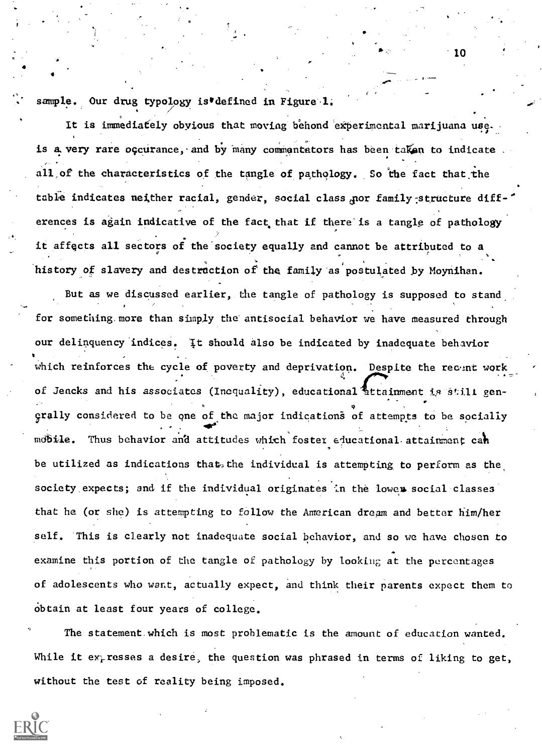sample. Our drug typology is defined in Figure 1.

It is immediately obvious that moving behond experimental marijuana use is a very rare occurance, and by many commentators has been taken to indicate all of the characteristics of the tangle of pathology. So the fact that the table indicates neither racial, gender, social class nor family structure differences is again indicative of the fact that if there is a tangle of pathology it affects all sectors of the society equally and cannot be attributed to a history of slavery and destruction of the family as postulated by Moynihan.

But as we discussed earlier, the tangle of pathology is supposed to stand for something more than simply the antisocial behavior we have measured through our delinquency indices. It should also be indicated by inadequate behavior which reinforces the cycle of poverty and deprivation. Despite the recent work of Jencks and his associates (Inequality), educational attainment is still generally considered to be one of the major indications of attempts to be socially mobile. Thus behavior and attitudes which foster educational attainment can be utilized as indications that the individual is attempting to perform as the society expects; and if the individual originates in the lower social classes that he (or she) is attempting to follow the American dream and better him/her self. This is clearly not inadequate social behavior, and so we have chosen to examine this portion of the tangle of pathology by looking at the percentages of adolescents who want, actually expect, and think their parents expect them to obtain at least four years of college.

The statement which is most problematic is the amount of education wanted. While it expresses a desire, the question was phrased in terms of liking to get, without the test of reality being imposed.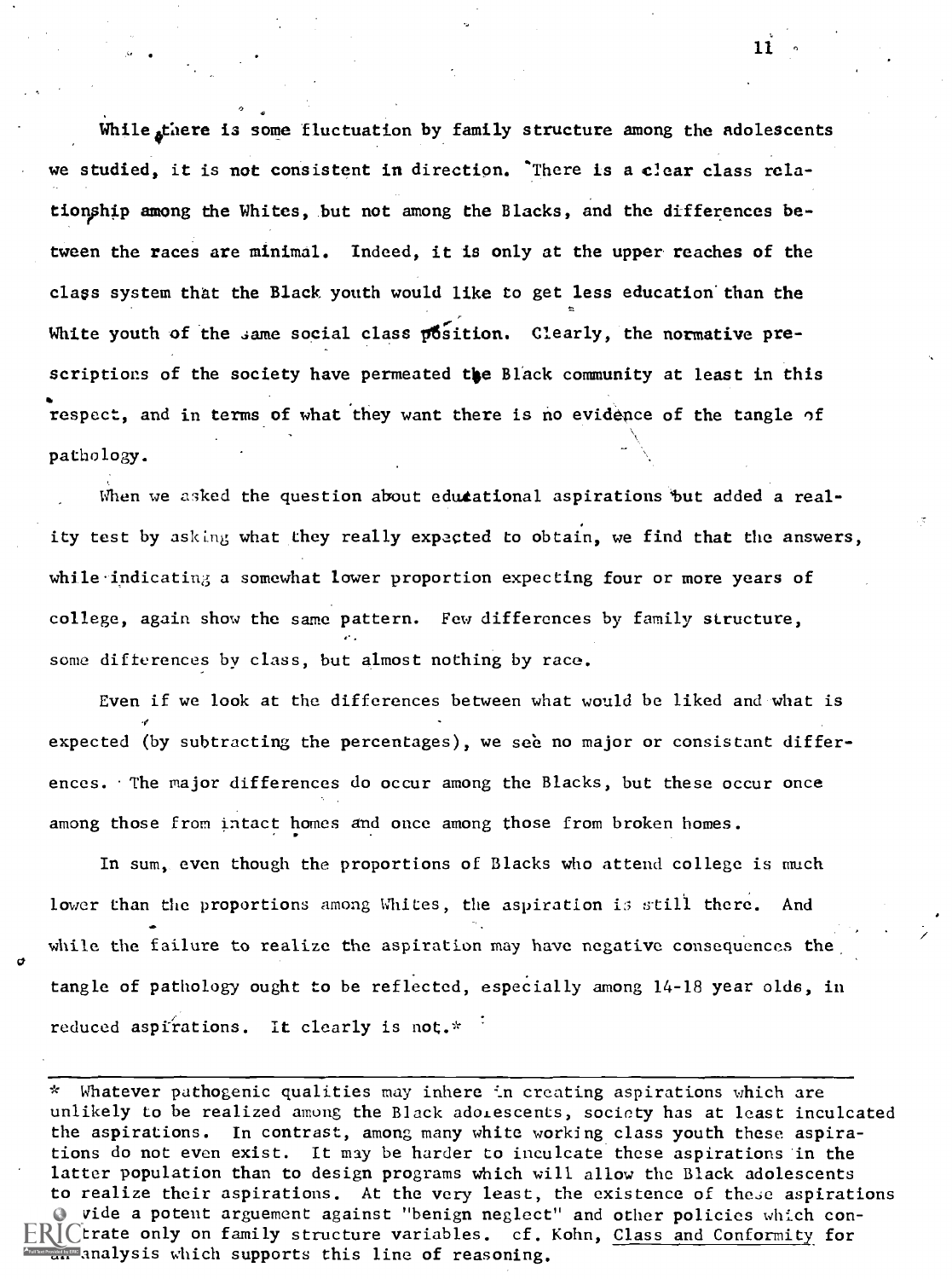While there is some fluctuation by family structure among the adolescents we studied, it is not consistent in direction. There is a clear class relationship among the Whites, but not among the Blacks, and the differences between the races are minimal. Indeed, it is only at the upper reaches of the class system that the Black youth would like to get less education than the White youth of the same social class position. Clearly, the normative prescriptions of the society have permeated the Black community at least in this respect, and in terms of what they want there is no evidence of the tangle of pathology.

When we asked the question about educational aspirations but added a reality test by asking what they really expected to obtain, we find that the answers, while indicating a somewhat lower proportion expecting four or more years of college, again show the same pattern. Few differences by family structure, some differences by class, but almost nothing by race.

Even if we look at the differences between what would be liked and what is expected (by subtracting the percentages), we see no major or consistant differences. The major differences do occur among the Blacks, but these occur once among those from intact homes and once among those from broken homes.

In sum, even though the proportions of Blacks who attend college is much lower than the proportions among Whites, the aspiration is still there. And while the failure to realize the aspiration may have negative consequences the tangle of pathology ought to be reflected, especially among 14-18 year olds, in reduced aspirations. It clearly is not.*

---

\* Whatever pathogenic qualities may inhere in creating aspirations which are unlikely to be realized among the Black adolescents, society has at least inculcated the aspirations. In contrast, among many white working class youth these aspirations do not even exist. It may be harder to inculcate these aspirations in the latter population than to design programs which will allow the Black adolescents to realize their aspirations. At the very least, the existence of these aspirations provide a potent arguement against "benign neglect" and other policies which concentrate only on family structure variables. cf. Kohn, Class and Conformity for an analysis which supports this line of reasoning.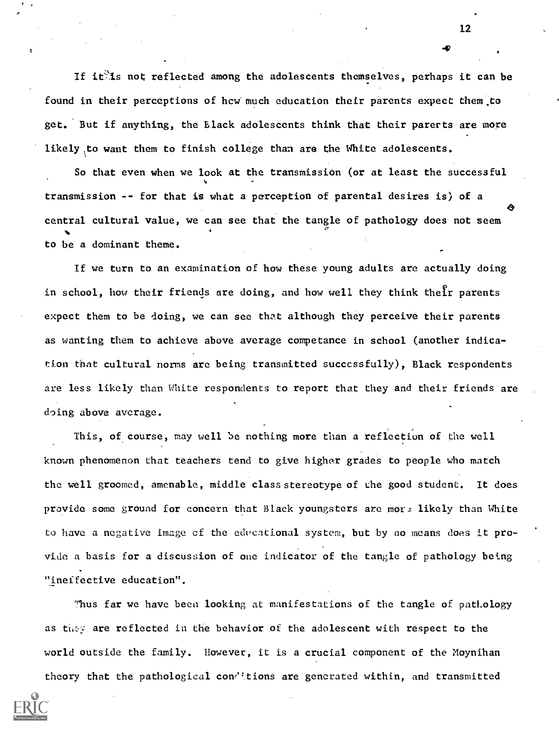If it is not reflected among the adolescents themselves, perhaps it can be found in their perceptions of how much education their parents expect them to get. But if anything, the Black adolescents think that their parents are more likely to want them to finish college than are the White adolescents.

So that even when we look at the transmission (or at least the successful transmission -- for that is what a perception of parental desires is) of a central cultural value, we can see that the tangle of pathology does not seem to be a dominant theme.

If we turn to an examination of how these young adults are actually doing in school, how their friends are doing, and how well they think their parents expect them to be doing, we can see that although they perceive their parents as wanting them to achieve above average competance in school (another indication that cultural norms are being transmitted successfully), Black respondents are less likely than White respondents to report that they and their friends are doing above average.

This, of course, may well be nothing more than a reflection of the well known phenomenon that teachers tend to give higher grades to people who match the well groomed, amenable, middle class stereotype of the good student. It does provide some ground for concern that Black youngsters are more likely than White to have a negative image of the educational system, but by no means does it provide a basis for a discussion of one indicator of the tangle of pathology being "ineffective education".

Thus far we have been looking at manifestations of the tangle of pathology as they are reflected in the behavior of the adolescent with respect to the world outside the family. However, it is a crucial component of the Moynihan theory that the pathological conditions are generated within, and transmitted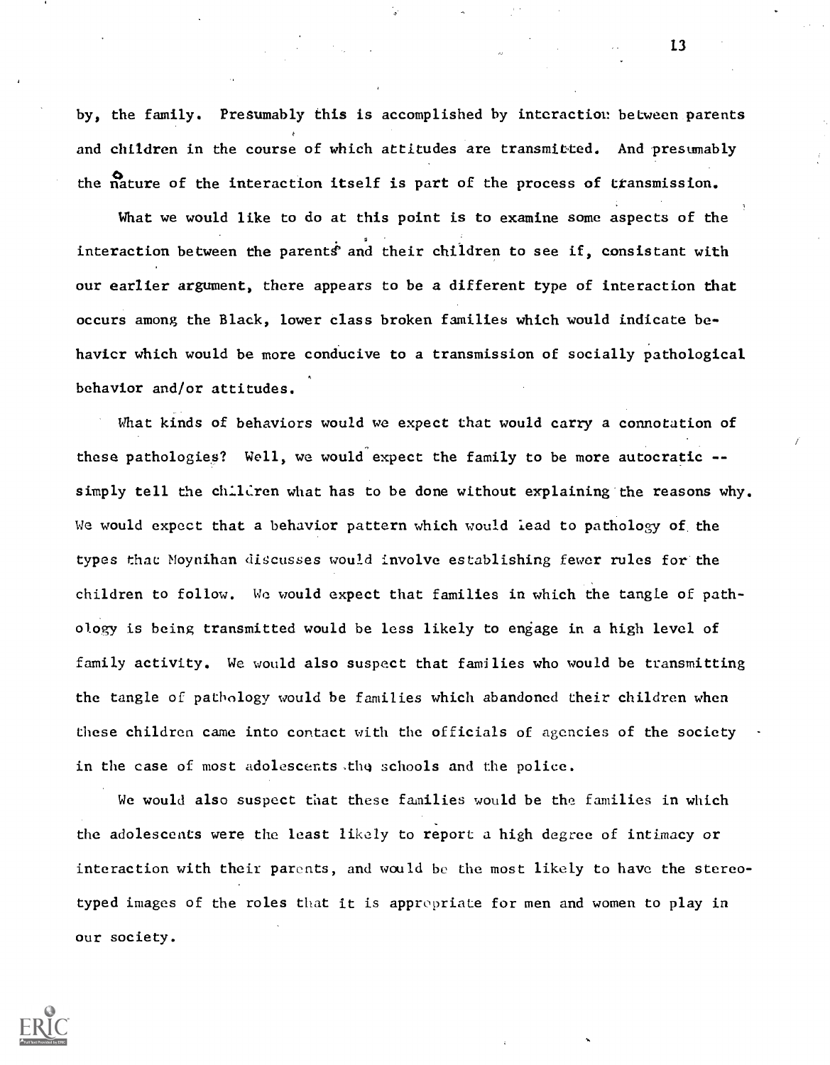by, the family. Presumably this is accomplished by interaction between parents and children in the course of which attitudes are transmitted. And presumably the nature of the interaction itself is part of the process of transmission.

What we would like to do at this point is to examine some aspects of the interaction between the parents and their children to see if, consistant with our earlier argument, there appears to be a different type of interaction that occurs among the Black, lower class broken families which would indicate behavior which would be more conducive to a transmission of socially pathological behavior and/or attitudes.

What kinds of behaviors would we expect that would carry a connotation of these pathologies? Well, we would expect the family to be more autocratic -- simply tell the children what has to be done without explaining the reasons why. We would expect that a behavior pattern which would lead to pathology of the types that Moynihan discusses would involve establishing fewer rules for the children to follow. We would expect that families in which the tangle of pathology is being transmitted would be less likely to engage in a high level of family activity. We would also suspect that families who would be transmitting the tangle of pathology would be families which abandoned their children when these children came into contact with the officials of agencies of the society in the case of most adolescents the schools and the police.

We would also suspect that these families would be the families in which the adolescents were the least likely to report a high degree of intimacy or interaction with their parents, and would be the most likely to have the stereotyped images of the roles that it is appropriate for men and women to play in our society.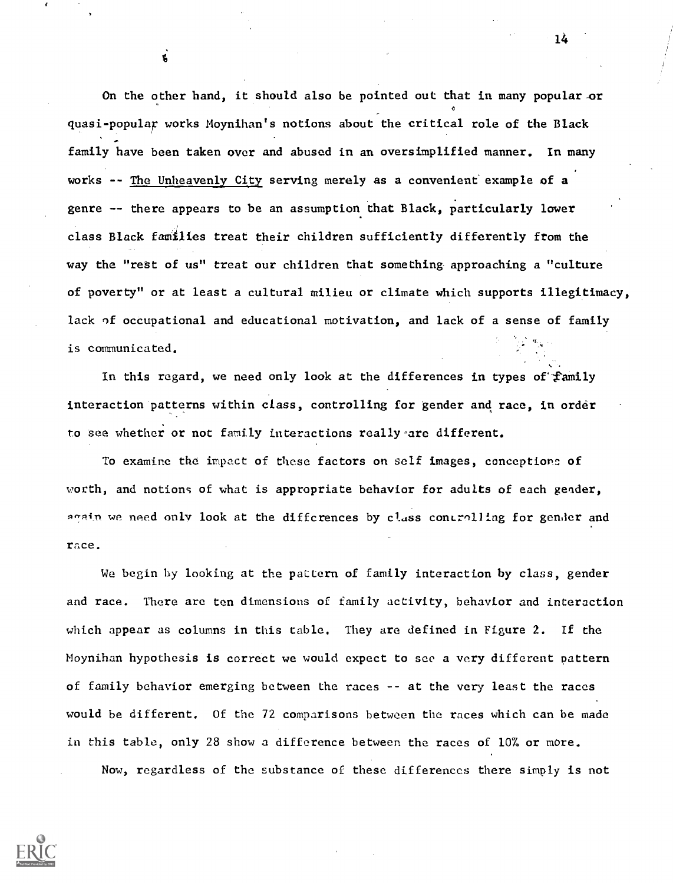On the other hand, it should also be pointed out that in many popular or quasi-popular works Moynihan's notions about the critical role of the Black family have been taken over and abused in an oversimplified manner. In many works -- The Unheavenly City serving merely as a convenient example of a genre -- there appears to be an assumption that Black, particularly lower class Black families treat their children sufficiently differently from the way the "rest of us" treat our children that something approaching a "culture of poverty" or at least a cultural milieu or climate which supports illegitimacy, lack of occupational and educational motivation, and lack of a sense of family is communicated.

In this regard, we need only look at the differences in types of family interaction patterns within class, controlling for gender and race, in order to see whether or not family interactions really are different.

To examine the impact of these factors on self images, conceptions of worth, and notions of what is appropriate behavior for adults of each gender, again we need only look at the differences by class controlling for gender and race.

We begin by looking at the pattern of family interaction by class, gender and race. There are ten dimensions of family activity, behavior and interaction which appear as columns in this table. They are defined in Figure 2. If the Moynihan hypothesis is correct we would expect to see a very different pattern of family behavior emerging between the races -- at the very least the races would be different. Of the 72 comparisons between the races which can be made in this table, only 28 show a difference between the races of 10% or more.

Now, regardless of the substance of these differences there simply is not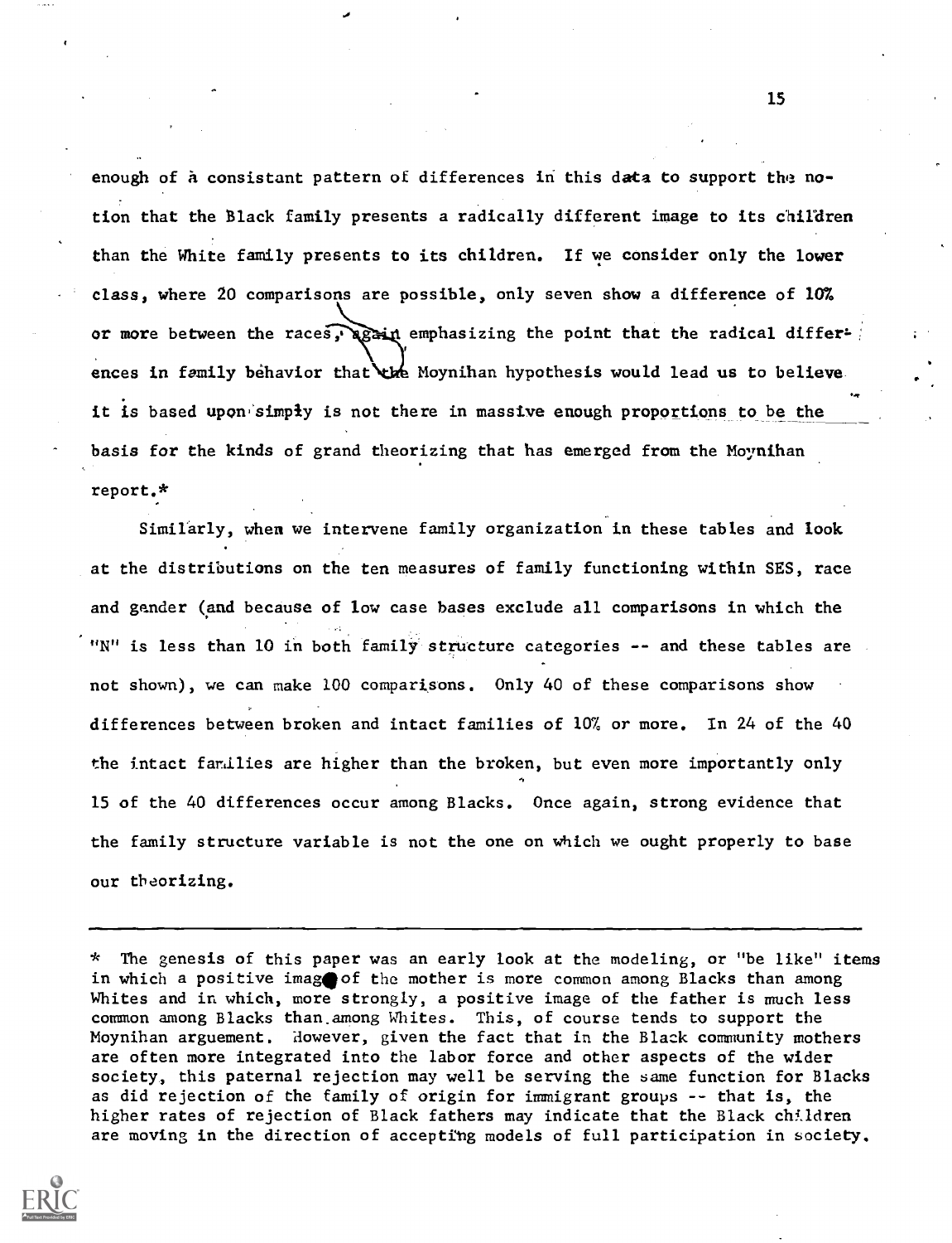enough of a consistant pattern of differences in this data to support the notion that the Black family presents a radically different image to its children than the White family presents to its children. If we consider only the lower class, where 20 comparisons are possible, only seven show a difference of 10% or more between the races, again emphasizing the point that the radical differences in family behavior that the Moynihan hypothesis would lead us to believe it is based upon simply is not there in massive enough proportions to be the basis for the kinds of grand theorizing that has emerged from the Moynihan report.*

Similarly, when we intervene family organization in these tables and look at the distributions on the ten measures of family functioning within SES, race and gender (and because of low case bases exclude all comparisons in which the "N" is less than 10 in both family structure categories -- and these tables are not shown), we can make 100 comparisons. Only 40 of these comparisons show differences between broken and intact families of 10% or more. In 24 of the 40 the intact families are higher than the broken, but even more importantly only 15 of the 40 differences occur among Blacks. Once again, strong evidence that the family structure variable is not the one on which we ought properly to base our theorizing.

---

* The genesis of this paper was an early look at the modeling, or "be like" items in which a positive image of the mother is more common among Blacks than among Whites and in which, more strongly, a positive image of the father is much less common among Blacks than among Whites. This, of course tends to support the Moynihan arguement. However, given the fact that in the Black community mothers are often more integrated into the labor force and other aspects of the wider society, this paternal rejection may well be serving the same function for Blacks as did rejection of the family of origin for immigrant groups -- that is, the higher rates of rejection of Black fathers may indicate that the Black children are moving in the direction of accepting models of full participation in society.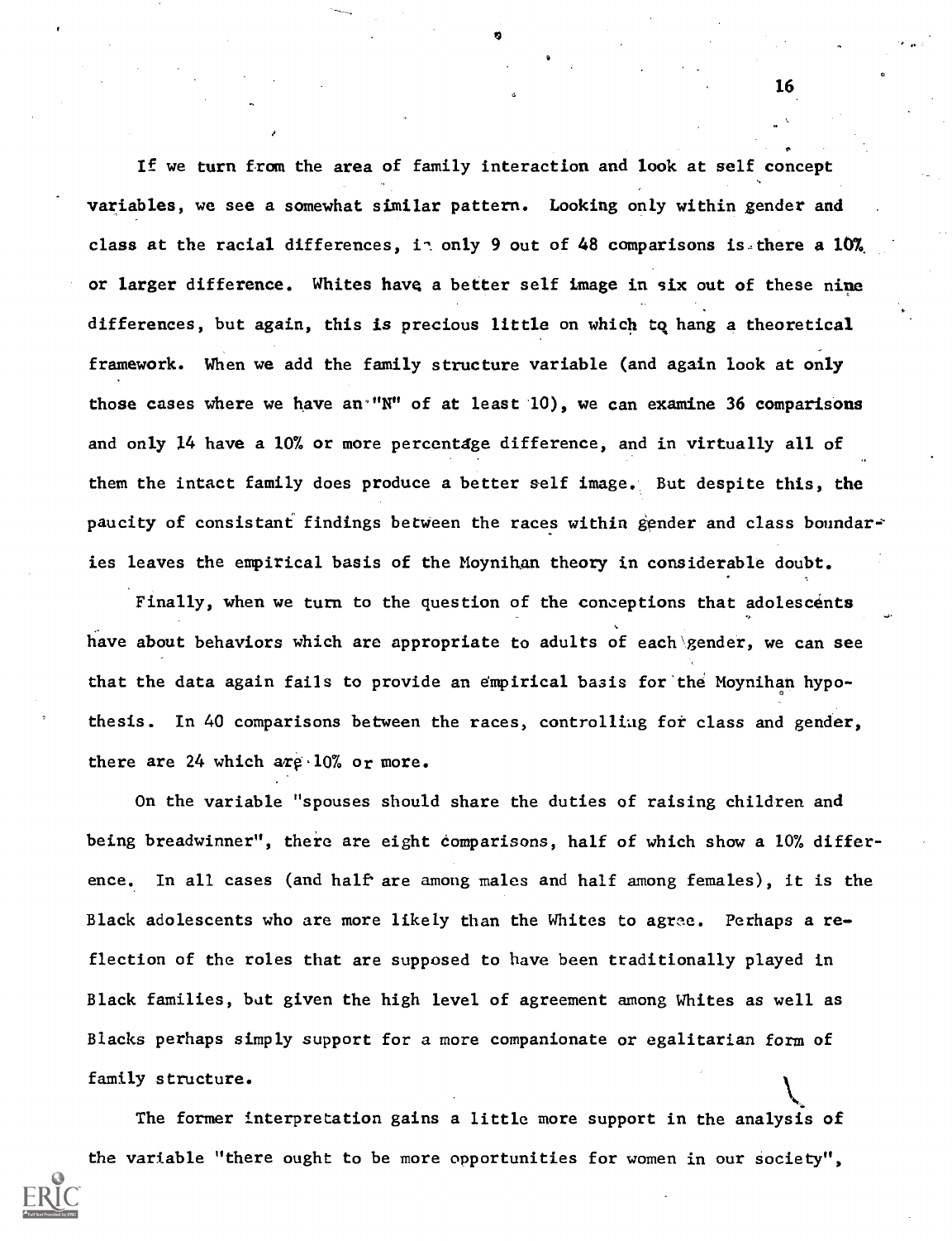If we turn from the area of family interaction and look at self concept variables, we see a somewhat similar pattern. Looking only within gender and class at the racial differences, in only 9 out of 48 comparisons is there a 10% or larger difference. Whites have a better self image in six out of these nine differences, but again, this is precious little on which to hang a theoretical framework. When we add the family structure variable (and again look at only those cases where we have an "N" of at least 10), we can examine 36 comparisons and only 14 have a 10% or more percentage difference, and in virtually all of them the intact family does produce a better self image. But despite this, the paucity of consistant findings between the races within gender and class boundaries leaves the empirical basis of the Moynihan theory in considerable doubt.

Finally, when we turn to the question of the conceptions that adolescents have about behaviors which are appropriate to adults of each gender, we can see that the data again fails to provide an empirical basis for the Moynihan hypothesis. In 40 comparisons between the races, controlling for class and gender, there are 24 which are 10% or more.

On the variable "spouses should share the duties of raising children and being breadwinner", there are eight comparisons, half of which show a 10% difference. In all cases (and half are among males and half among females), it is the Black adolescents who are more likely than the Whites to agree. Perhaps a reflection of the roles that are supposed to have been traditionally played in Black families, but given the high level of agreement among Whites as well as Blacks perhaps simply support for a more companionate or egalitarian form of family structure.

The former interpretation gains a little more support in the analysis of the variable "there ought to be more opportunities for women in our society",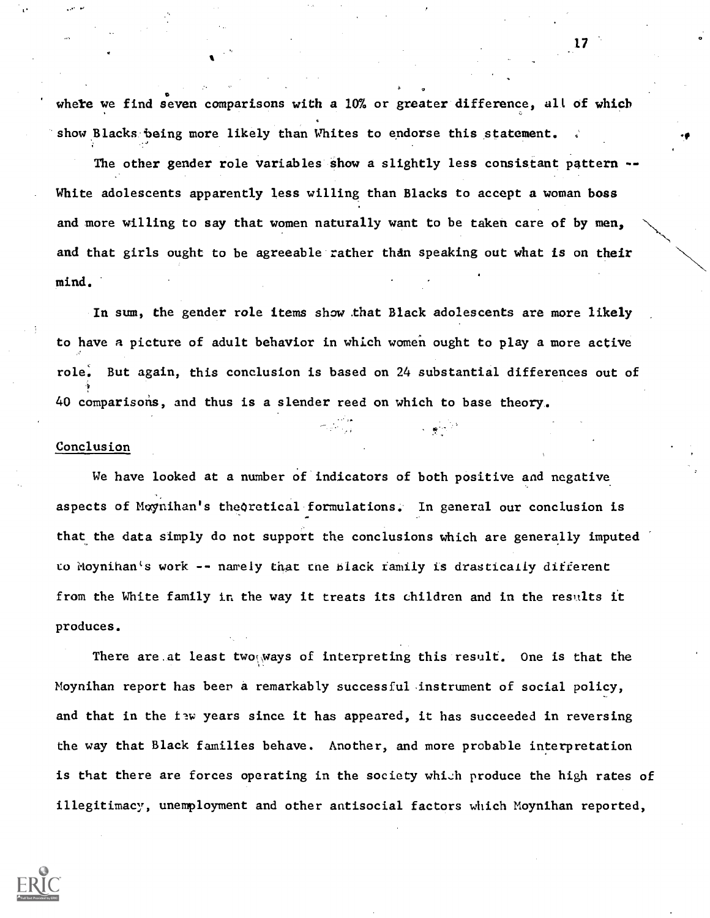where we find seven comparisons with a 10% or greater difference, all of which show Blacks being more likely than Whites to endorse this statement.

The other gender role variables show a slightly less consistant pattern -- White adolescents apparently less willing than Blacks to accept a woman boss and more willing to say that women naturally want to be taken care of by men, and that girls ought to be agreeable rather than speaking out what is on their mind.

In sum, the gender role items show that Black adolescents are more likely to have a picture of adult behavior in which women ought to play a more active role. But again, this conclusion is based on 24 substantial differences out of 40 comparisons, and thus is a slender reed on which to base theory.

## Conclusion

We have looked at a number of indicators of both positive and negative aspects of Moynihan's theoretical formulations. In general our conclusion is that the data simply do not support the conclusions which are generally imputed to Moynihan's work -- namely that the Black family is drastically different from the White family in the way it treats its children and in the results it produces.

There are at least two ways of interpreting this result. One is that the Moynihan report has been a remarkably successful instrument of social policy, and that in the few years since it has appeared, it has succeeded in reversing the way that Black families behave. Another, and more probable interpretation is that there are forces operating in the society which produce the high rates of illegitimacy, unemployment and other antisocial factors which Moynihan reported,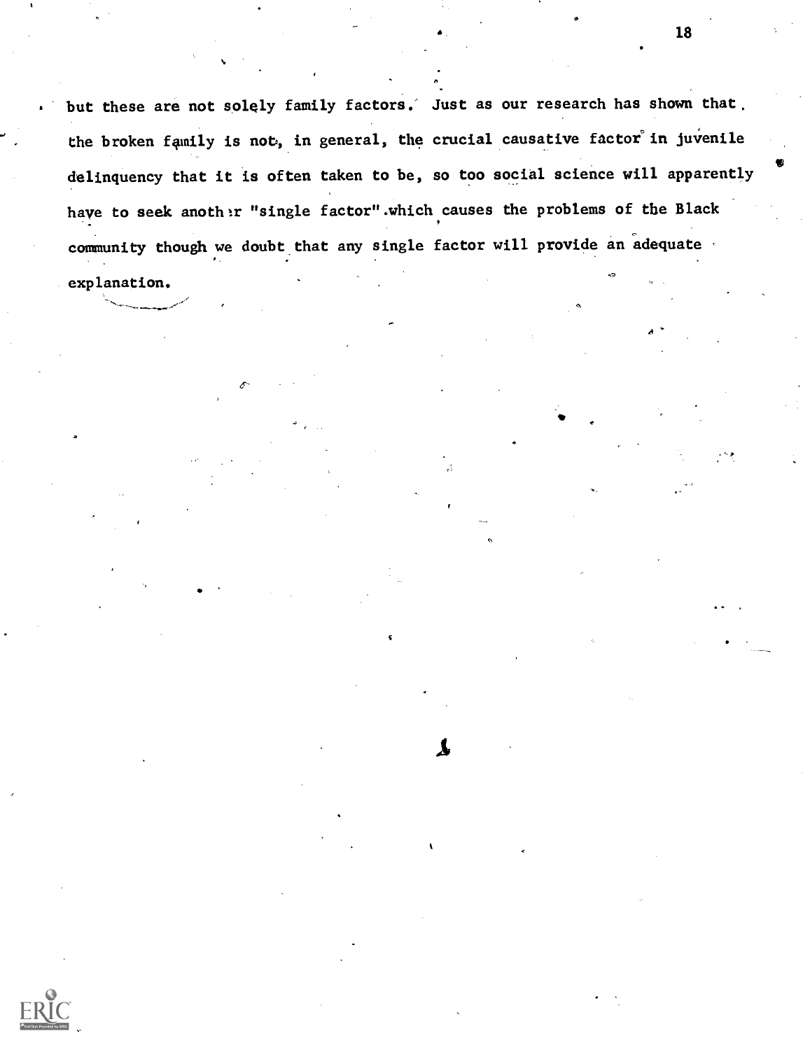but these are not solely family factors. Just as our research has shown that the broken family is not, in general, the crucial causative factor in juvenile delinquency that it is often taken to be, so too social science will apparently have to seek another "single factor" which causes the problems of the Black community though we doubt that any single factor will provide an adequate explanation.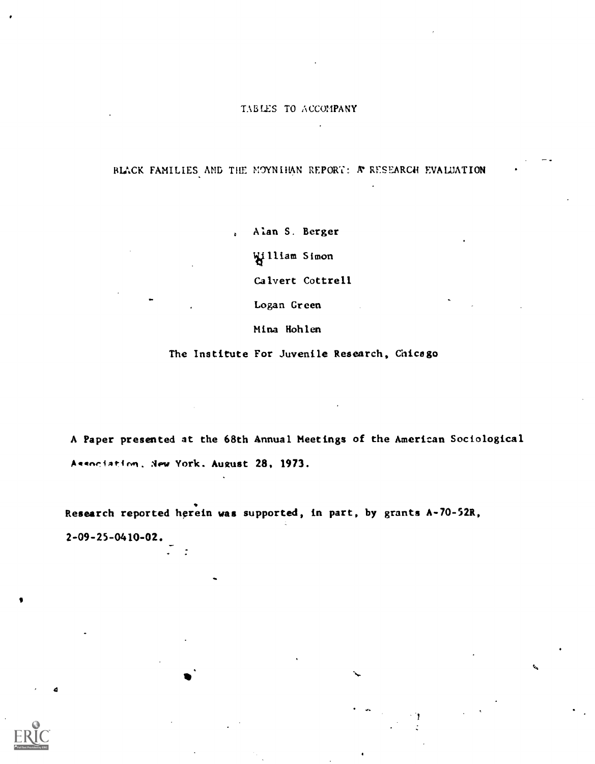TABLES TO ACCOMPANY

# BLACK FAMILIES AND THE MOYNIHAN REPORT: A RESEARCH EVALUATION

Alan S. Berger

William Simon

Calvert Cottrell

Logan Green

Mina Hohlen

The Institute For Juvenile Research, Chicago

A Paper presented at the 68th Annual Meetings of the American Sociological Association, New York, August 28, 1973.

Research reported herein was supported, in part, by grants A-70-52R, 2-09-25-0410-02.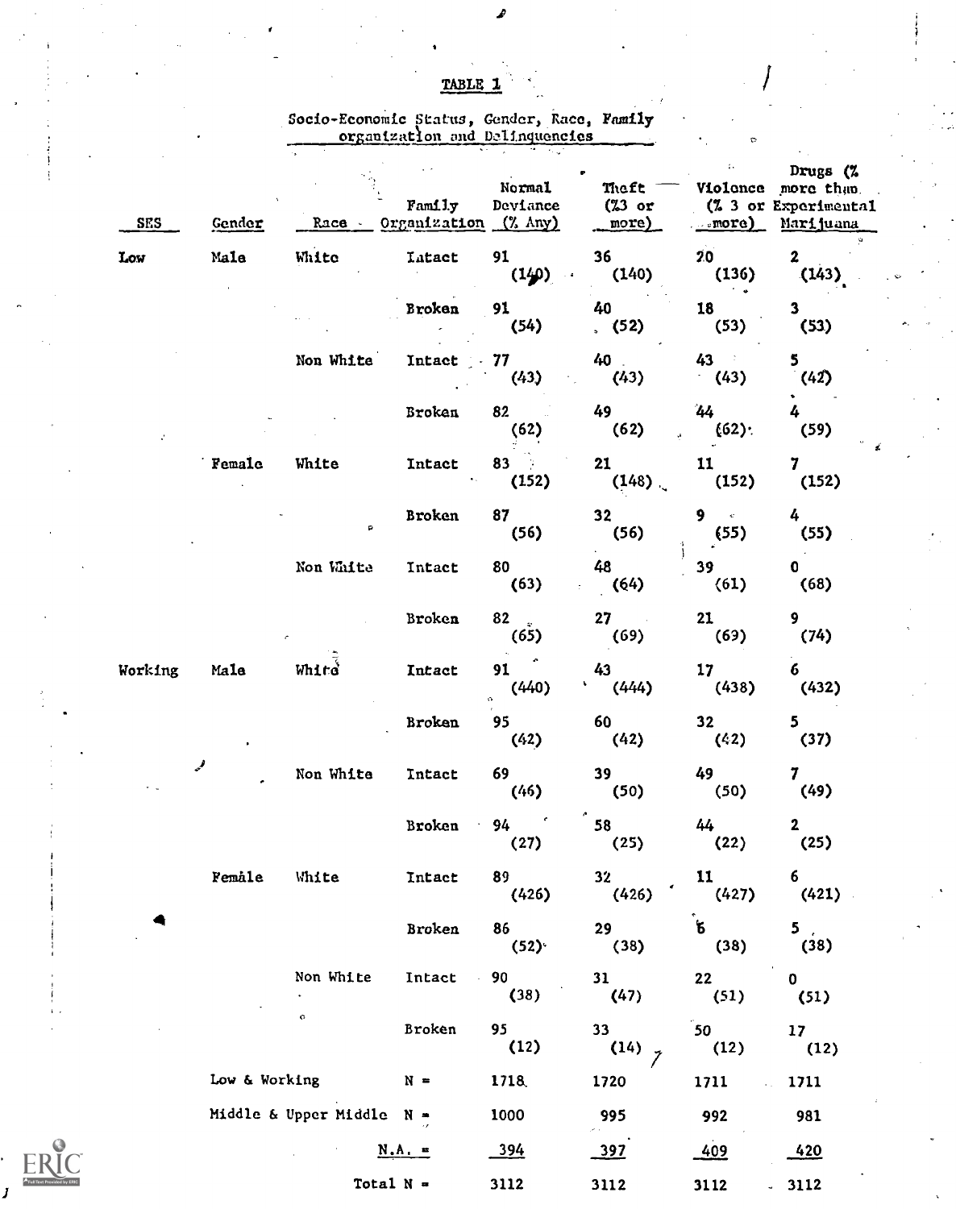TABLE 1

Socio-Economic Status, Gender, Race, Family organization and Delinquencies

| SES | Gender | Race | Family Organization | Normal Deviance (% Any) | Theft (%3 or more) | Violence (% 3 or more) | Drugs (% more than Experimental Marijuana |
|---|---|---|---|---|---|---|---|
| Low | Male | White | Intact | 91 (140) | 36 (140) | 20 (136) | 2 (143) |
| | | | Broken | 91 (54) | 40 (52) | 18 (53) | 3 (53) |
| | | Non White | Intact | 77 (43) | 40 (43) | 43 (43) | 5 (42) |
| | | | Broken | 82 (62) | 49 (62) | 44 (62) | 4 (59) |
| | Female | White | Intact | 83 (152) | 21 (148) | 11 (152) | 7 (152) |
| | | | Broken | 87 (56) | 32 (56) | 9 (55) | 4 (55) |
| | | Non White | Intact | 80 (63) | 48 (64) | 39 (61) | 0 (68) |
| | | | Broken | 82 (65) | 27 (69) | 21 (69) | 9 (74) |
| Working | Male | White | Intact | 91 (440) | 43 (444) | 17 (438) | 6 (432) |
| | | | Broken | 95 (42) | 60 (42) | 32 (42) | 5 (37) |
| | | Non White | Intact | 69 (46) | 39 (50) | 49 (50) | 7 (49) |
| | | | Broken | 94 (27) | 58 (25) | 44 (22) | 2 (25) |
| | Female | White | Intact | 89 (426) | 32 (426) | 11 (427) | 6 (421) |
| | | | Broken | 86 (52) | 29 (38) | 6 (38) | 5 (38) |
| | | Non White | Intact | 90 (38) | 31 (47) | 22 (51) | 0 (51) |
| | | | Broken | 95 (12) | 33 (14) | 50 (12) | 17 (12) |
| | Low & Working | | N = | 1718 | 1720 | 1711 | 1711 |
| | Middle & Upper Middle | | N = | 1000 | 995 | 992 | 981 |
| | | | N.A. = | 394 | 397 | 409 | 420 |
| | | | Total N = | 3112 | 3112 | 3112 | 3112 |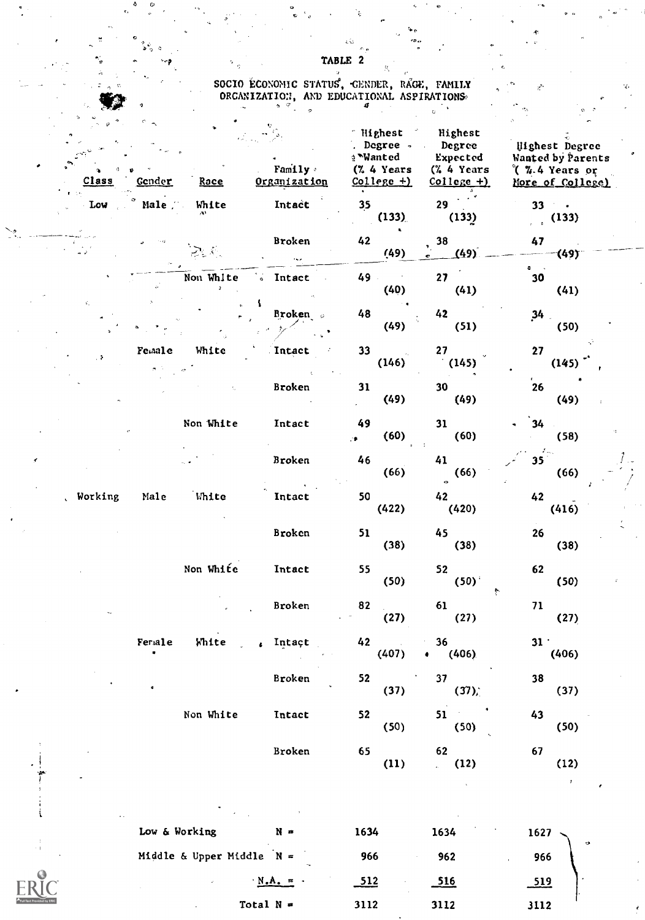# TABLE 2

## SOCIO ECONOMIC STATUS, GENDER, RACE, FAMILY ORGANIZATION, AND EDUCATIONAL ASPIRATIONS

| Class | Gender | Race | Family Organization | Highest Degree Wanted (% 4 Years College +) | Highest Degree Expected (% 4 Years College +) | Highest Degree Wanted by Parents (% 4 Years or More of College) |
|---|---|---|---|---|---|---|
| Low | Male | White | Intact | 35 (133) | 29 (133) | 33 (133) |
| | | | Broken | 42 (49) | 38 (49) | 47 (49) |
| | | Non White | Intact | 49 (40) | 27 (41) | 30 (41) |
| | | | Broken | 48 (49) | 42 (51) | 34 (50) |
| | Female | White | Intact | 33 (146) | 27 (145) | 27 (145) |
| | | | Broken | 31 (49) | 30 (49) | 26 (49) |
| | | Non White | Intact | 49 (60) | 31 (60) | 34 (58) |
| | | | Broken | 46 (66) | 41 (66) | 35 (66) |
| Working | Male | White | Intact | 50 (422) | 42 (420) | 42 (416) |
| | | | Broken | 51 (38) | 45 (38) | 26 (38) |
| | | Non White | Intact | 55 (50) | 52 (50) | 62 (50) |
| | | | Broken | 82 (27) | 61 (27) | 71 (27) |
| | Female | White | Intact | 42 (407) | 36 (406) | 31 (406) |
| | | | Broken | 52 (37) | 37 (37) | 38 (37) |
| | | Non White | Intact | 52 (50) | 51 (50) | 43 (50) |
| | | | Broken | 65 (11) | 62 (12) | 67 (12) |

| | | | | |
|---|---|---|---|---|
| Low & Working | N = | 1634 | 1634 | 1627 |
| Middle & Upper Middle | N = | 966 | 962 | 966 |
| | N.A. = | 512 | 516 | 519 |
| | Total N = | 3112 | 3112 | 3112 |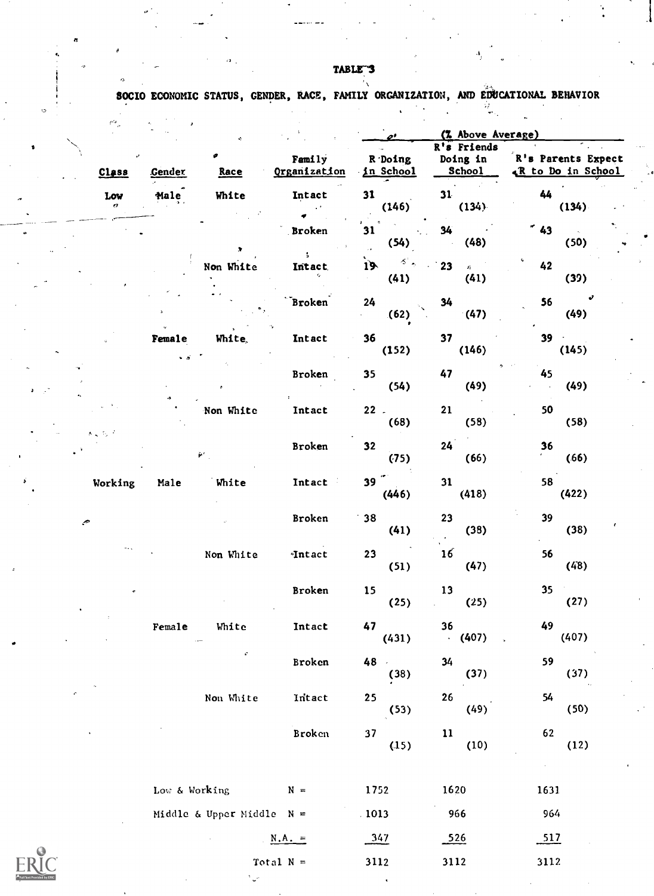TABLE 3

SOCIO ECONOMIC STATUS, GENDER, RACE, FAMILY ORGANIZATION, AND EDUCATIONAL BEHAVIOR

| Class | Gender | Race | Family Organization | (% Above Average) R Doing in School | R's Friends Doing in School | R's Parents Expect R to Do in School |
|---|---|---|---|---|---|---|
| Low | Male | White | Intact | 31 (146) | 31 (134) | 44 (134) |
| | | | Broken | 31 (54) | 34 (48) | 43 (50) |
| | | Non White | Intact | 19 (41) | 23 (41) | 42 (39) |
| | | | Broken | 24 (62) | 34 (47) | 56 (49) |
| | Female | White | Intact | 36 (152) | 37 (146) | 39 (145) |
| | | | Broken | 35 (54) | 47 (49) | 45 (49) |
| | | Non White | Intact | 22 (68) | 21 (58) | 50 (58) |
| | | | Broken | 32 (75) | 24 (66) | 36 (66) |
| Working | Male | White | Intact | 39 (446) | 31 (418) | 58 (422) |
| | | | Broken | 38 (41) | 23 (38) | 39 (38) |
| | | Non White | Intact | 23 (51) | 16 (47) | 56 (48) |
| | | | Broken | 15 (25) | 13 (25) | 35 (27) |
| | Female | White | Intact | 47 (431) | 36 (407) | 49 (407) |
| | | | Broken | 48 (38) | 34 (37) | 59 (37) |
| | | Non White | Intact | 25 (53) | 26 (49) | 54 (50) |
| | | | Broken | 37 (15) | 11 (10) | 62 (12) |

| | | | |
|---|---|---|---|
| Low & Working N = | 1752 | 1620 | 1631 |
| Middle & Upper Middle N = | 1013 | 966 | 964 |
| N.A. = | 347 | 526 | 517 |
| Total N = | 3112 | 3112 | 3112 |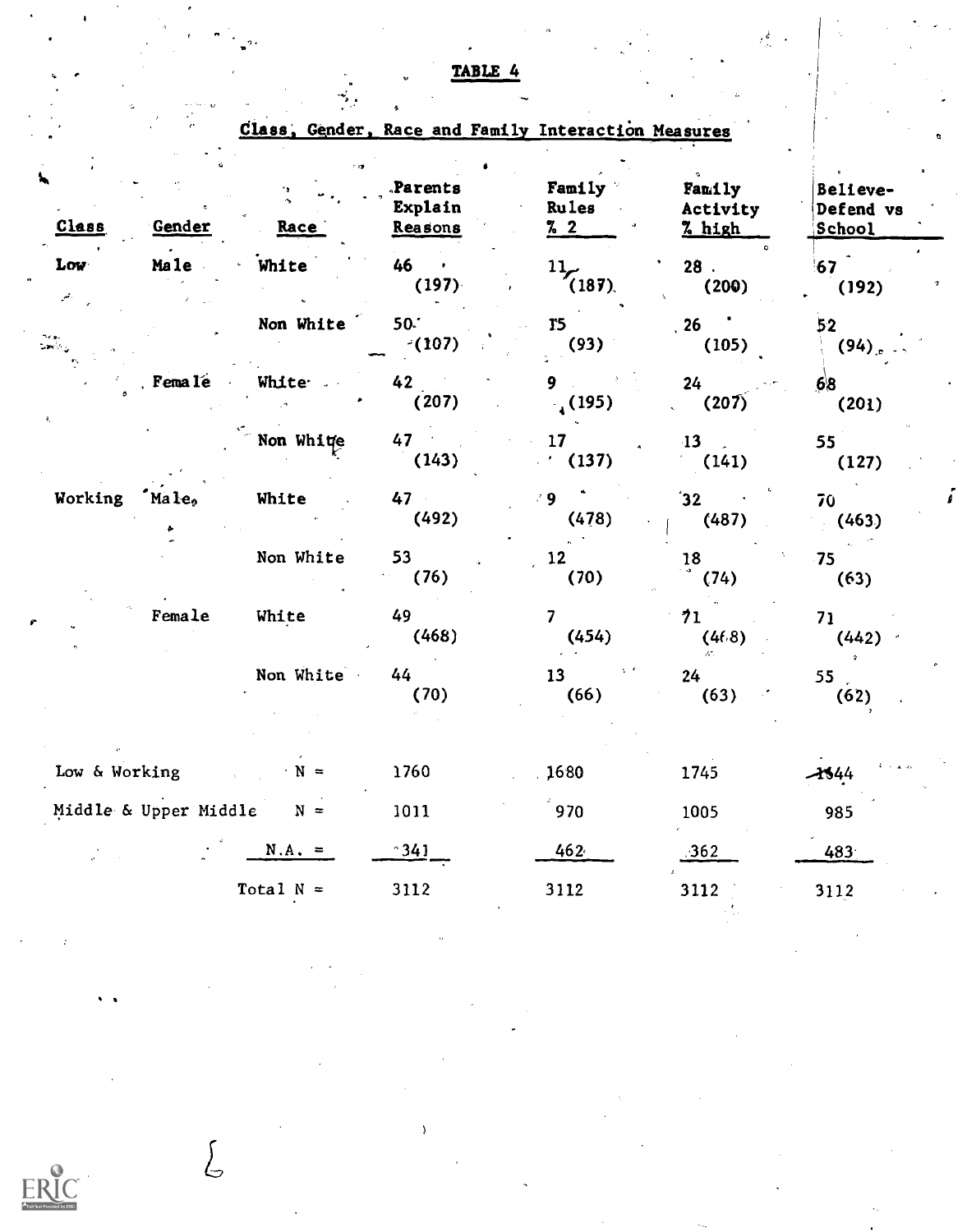**TABLE 4**

**Class, Gender, Race and Family Interaction Measures**

| Class | Gender | Race | Parents Explain Reasons | Family Rules % 2 | Family Activity % high | Believe-Defend vs School |
|---|---|---|---|---|---|---|
| Low | Male | White | 46 (197) | 11 (187) | 28 (200) | 67 (192) |
| | | Non White | 50 (107) | 15 (93) | 26 (105) | 52 (94) |
| | Female | White | 42 (207) | 9 (195) | 24 (207) | 68 (201) |
| | | Non White | 47 (143) | 17 (137) | 13 (141) | 55 (127) |
| Working | Male | White | 47 (492) | 9 (478) | 32 (487) | 70 (463) |
| | | Non White | 53 (76) | 12 (70) | 18 (74) | 75 (63) |
| | Female | White | 49 (468) | 7 (454) | 71 (468) | 71 (442) |
| | | Non White | 44 (70) | 13 (66) | 24 (63) | 55 (62) |
| Low & Working | | N = | 1760 | 1680 | 1745 | 1644 |
| Middle & Upper Middle | | N = | 1011 | 970 | 1005 | 985 |
| | | N.A. = | 341 | 462 | 362 | 483 |
| | | Total N = | 3112 | 3112 | 3112 | 3112 |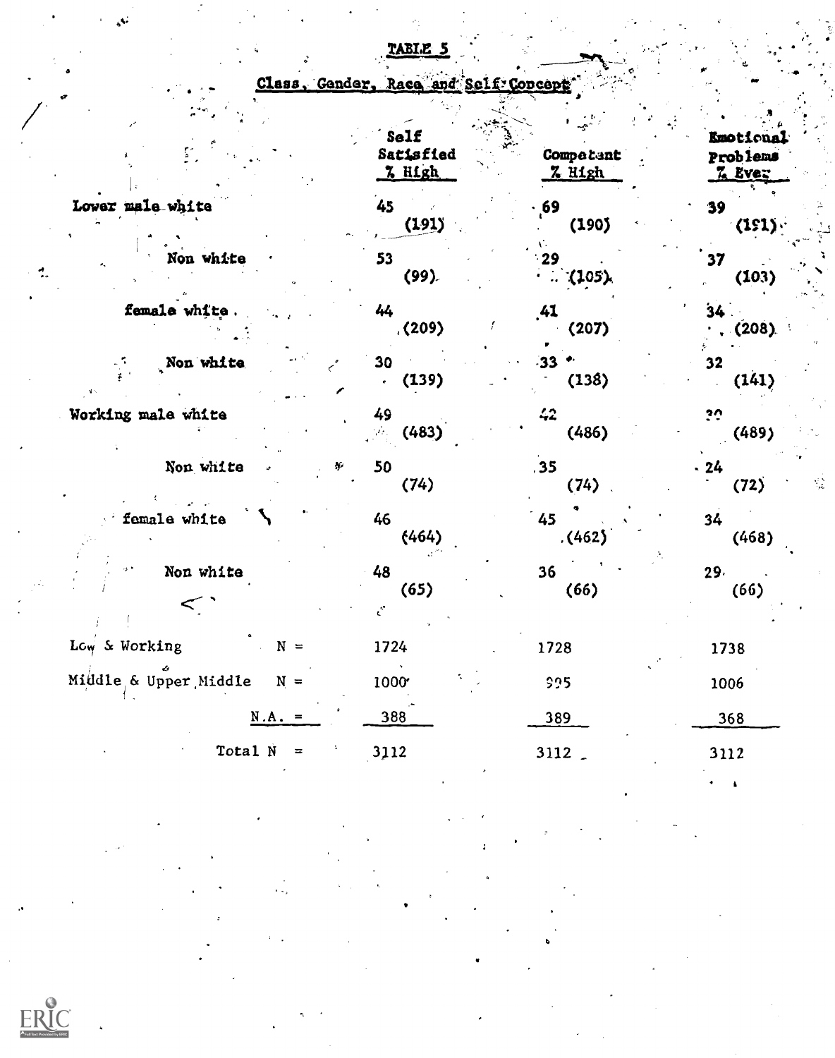# TABLE 5

## Class, Gender, Race and Self-Concept

| | Self Satisfied % High | Competent % High | Emotional Problems % Ever |
|---|---|---|---|
| Lower male white | 45 (191) | 69 (190) | 39 (191) |
| Non white | 53 (99) | 29 (105) | 37 (103) |
| female white | 44 (209) | 41 (207) | 34 (208) |
| Non white | 30 (139) | 33 (138) | 32 (141) |
| Working male white | 49 (483) | 42 (486) | 30 (489) |
| Non white | 50 (74) | 35 (74) | 24 (72) |
| female white | 46 (464) | 45 (462) | 34 (468) |
| Non white | 48 (65) | 36 (66) | 29 (66) |
| Low & Working N = | 1724 | 1728 | 1738 |
| Middle & Upper Middle N = | 1000 | 995 | 1006 |
| N.A. = | 388 | 389 | 368 |
| Total N = | 3112 | 3112 | 3112 |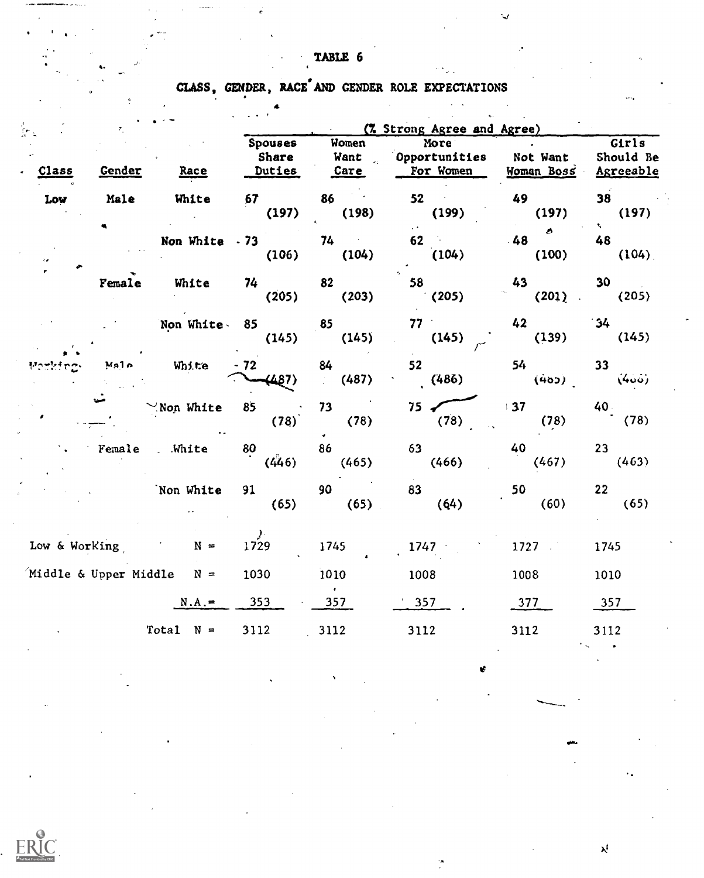# TABLE 6

## CLASS, GENDER, RACE AND GENDER ROLE EXPECTATIONS

| Class | Gender | Race | Spouses Share Duties | Women Want Care | More Opportunities For Women | Not Want Woman Boss | Girls Should Be Agreeable |
|---|---|---|---|---|---|---|---|
| | | | (% Strong Agree and Agree) | | | | |
| Low | Male | White | 67 (197) | 86 (198) | 52 (199) | 49 (197) | 38 (197) |
| | | Non White | 73 (106) | 74 (104) | 62 (104) | 48 (100) | 48 (104) |
| | Female | White | 74 (205) | 82 (203) | 58 (205) | 43 (201) | 30 (205) |
| | | Non White | 85 (145) | 85 (145) | 77 (145) | 42 (139) | 34 (145) |
| Working | Male | White | 72 (487) | 84 (487) | 52 (486) | 54 (485) | 33 (486) |
| | | Non White | 85 (78) | 73 (78) | 75 (78) | 37 (78) | 40 (78) |
| | Female | White | 80 (446) | 86 (465) | 63 (466) | 40 (467) | 23 (463) |
| | | Non White | 91 (65) | 90 (65) | 83 (64) | 50 (60) | 22 (65) |
| Low & Working | | N = | 1729 | 1745 | 1747 | 1727 | 1745 |
| Middle & Upper Middle | | N = | 1030 | 1010 | 1008 | 1008 | 1010 |
| | | N.A. = | 353 | 357 | 357 | 377 | 357 |
| | | Total N = | 3112 | 3112 | 3112 | 3112 | 3112 |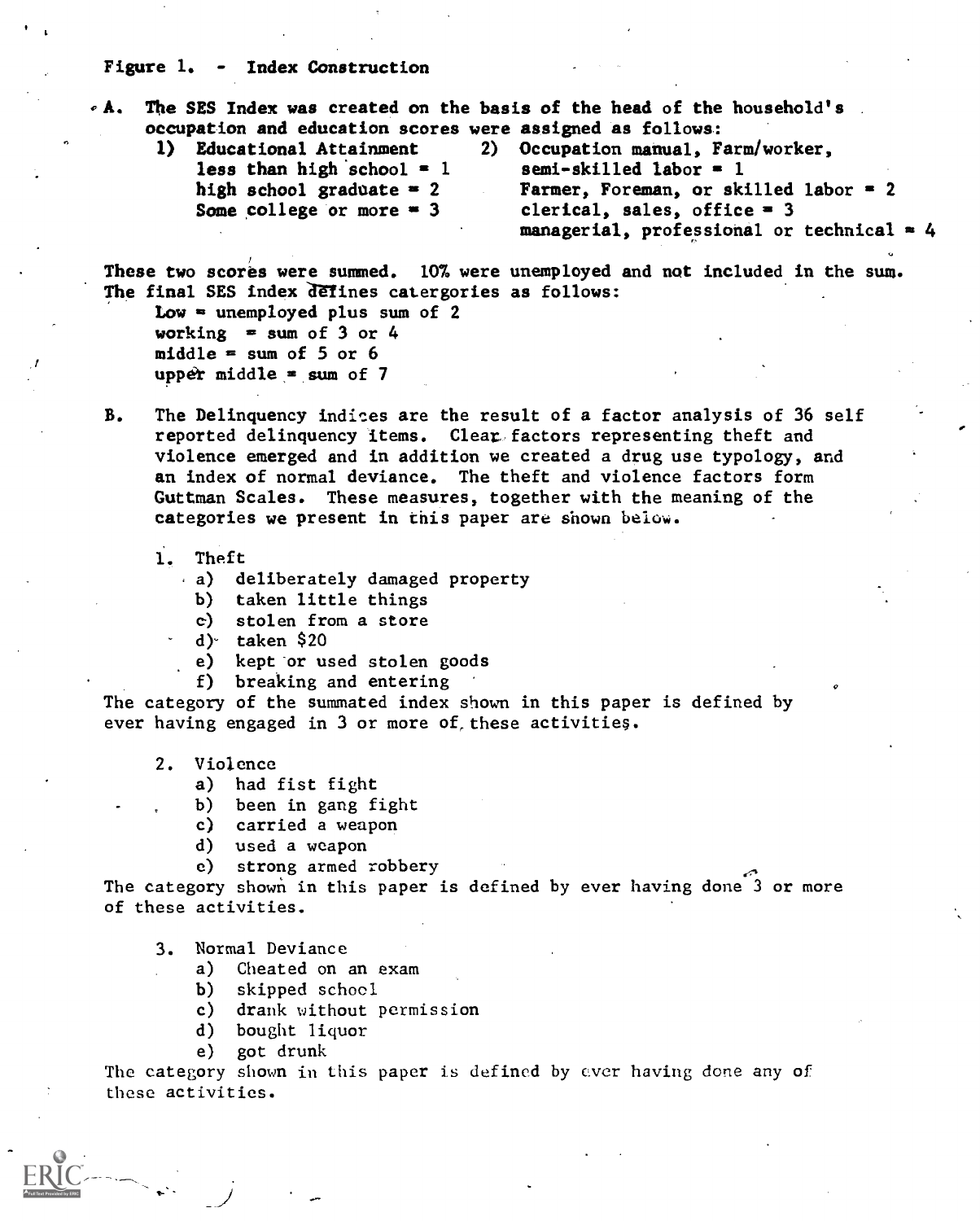# Figure 1. - Index Construction

A. The SES Index was created on the basis of the head of the household's occupation and education scores were assigned as follows:

1) Educational Attainment
   - less than high school = 1
   - high school graduate = 2
   - Some college or more = 3

2) Occupation manual, Farm/worker, semi-skilled labor = 1
   - Farmer, Foreman, or skilled labor = 2
   - clerical, sales, office = 3
   - managerial, professional or technical = 4

These two scores were summed. 10% were unemployed and not included in the sum. The final SES index defines catergories as follows:

- Low = unemployed plus sum of 2
- working = sum of 3 or 4
- middle = sum of 5 or 6
- upper middle = sum of 7

B. The Delinquency indices are the result of a factor analysis of 36 self reported delinquency items. Clear factors representing theft and violence emerged and in addition we created a drug use typology, and an index of normal deviance. The theft and violence factors form Guttman Scales. These measures, together with the meaning of the categories we present in this paper are shown below.

1. Theft
   - a) deliberately damaged property
   - b) taken little things
   - c) stolen from a store
   - d) taken $20
   - e) kept or used stolen goods
   - f) breaking and entering

The category of the summated index shown in this paper is defined by ever having engaged in 3 or more of these activities.

2. Violence
   - a) had fist fight
   - b) been in gang fight
   - c) carried a weapon
   - d) used a weapon
   - e) strong armed robbery

The category shown in this paper is defined by ever having done 3 or more of these activities.

3. Normal Deviance
   - a) Cheated on an exam
   - b) skipped school
   - c) drank without permission
   - d) bought liquor
   - e) got drunk

The category shown in this paper is defined by ever having done any of these activities.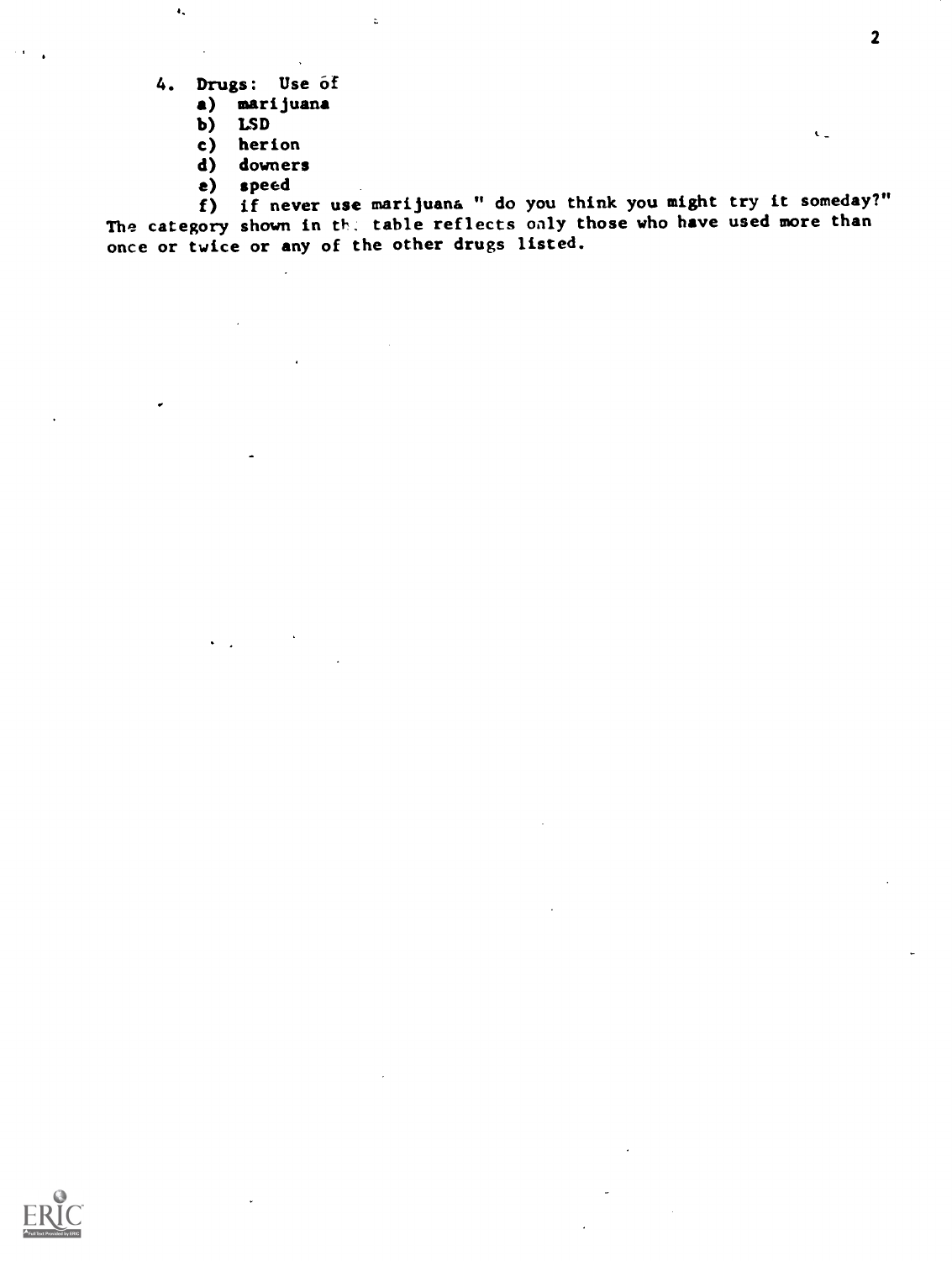4. **Drugs:** Use of
   a) **marijuana**
   b) **LSD**
   c) herion
   d) downers
   e) speed
   f) if never use marijuana " do you think you might try it someday?"

The category shown in th. table reflects only those who have used more than once or twice or any of the other drugs listed.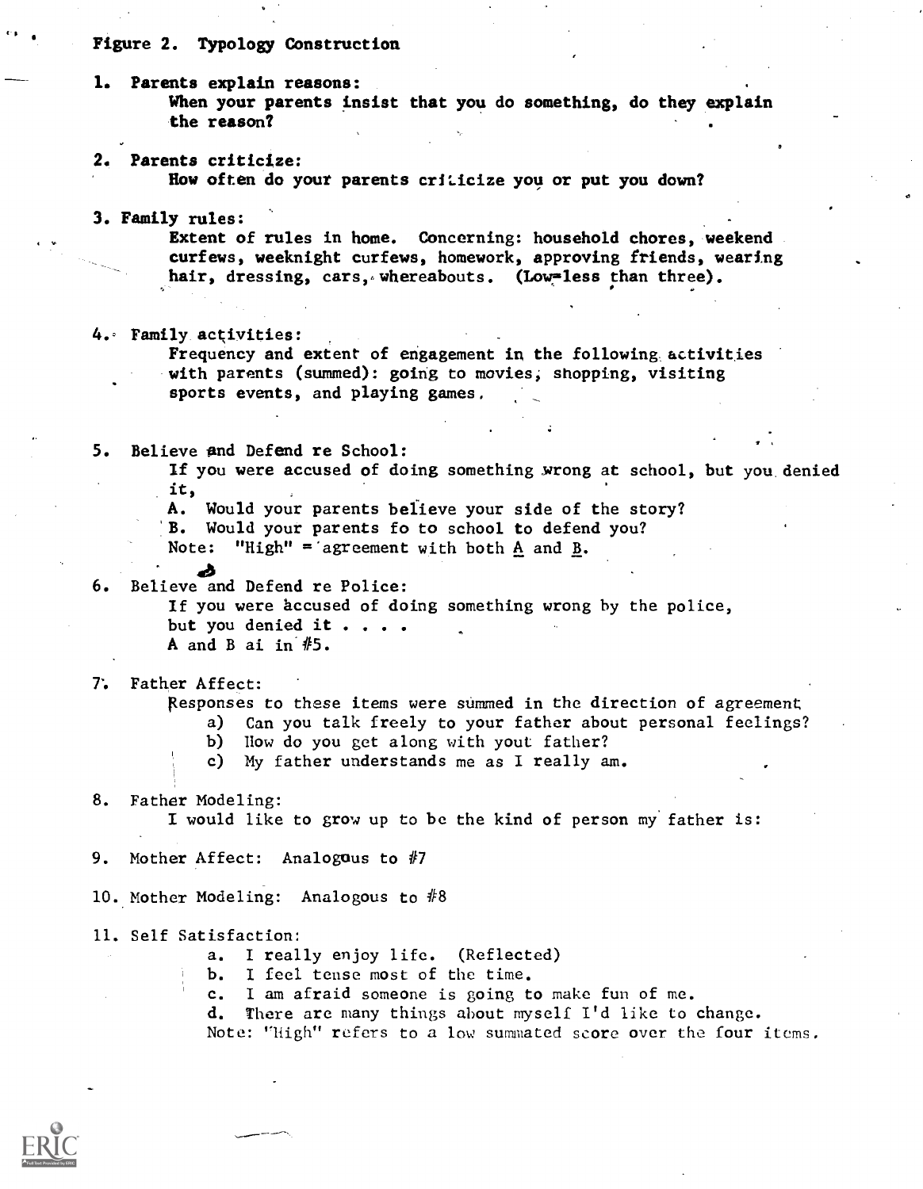**Figure 2. Typology Construction**

1. **Parents explain reasons:**
   **When your parents insist that you do something, do they explain the reason?**

2. **Parents criticize:**
   **How often do your parents criticize you or put you down?**

3. **Family rules:**
   **Extent of rules in home. Concerning: household chores, weekend curfews, weeknight curfews, homework, approving friends, wearing hair, dressing, cars, whereabouts. (Low=less than three).**

4. **Family activities:**
   Frequency and extent of engagement in the following activities with parents (summed): going to movies, shopping, visiting sports events, and playing games.

5. Believe and Defend re School:
   If you were accused of doing something wrong at school, but you denied it,
   A. Would your parents believe your side of the story?
   B. Would your parents fo to school to defend you?
   Note: "High" = agreement with both A and B.

6. Believe and Defend re Police:
   If you were accused of doing something wrong by the police, but you denied it . . . .
   A and B ai in #5.

7. Father Affect:
   Responses to these items were summed in the direction of agreement
   a) Can you talk freely to your father about personal feelings?
   b) How do you get along with yout father?
   c) My father understands me as I really am.

8. Father Modeling:
   I would like to grow up to be the kind of person my father is:

9. Mother Affect: Analogous to #7

10. Mother Modeling: Analogous to #8

11. Self Satisfaction:
    a. I really enjoy life. (Reflected)
    b. I feel tense most of the time.
    c. I am afraid someone is going to make fun of me.
    d. There are many things about myself I'd like to change.
    Note: "High" refers to a low summated score over the four items.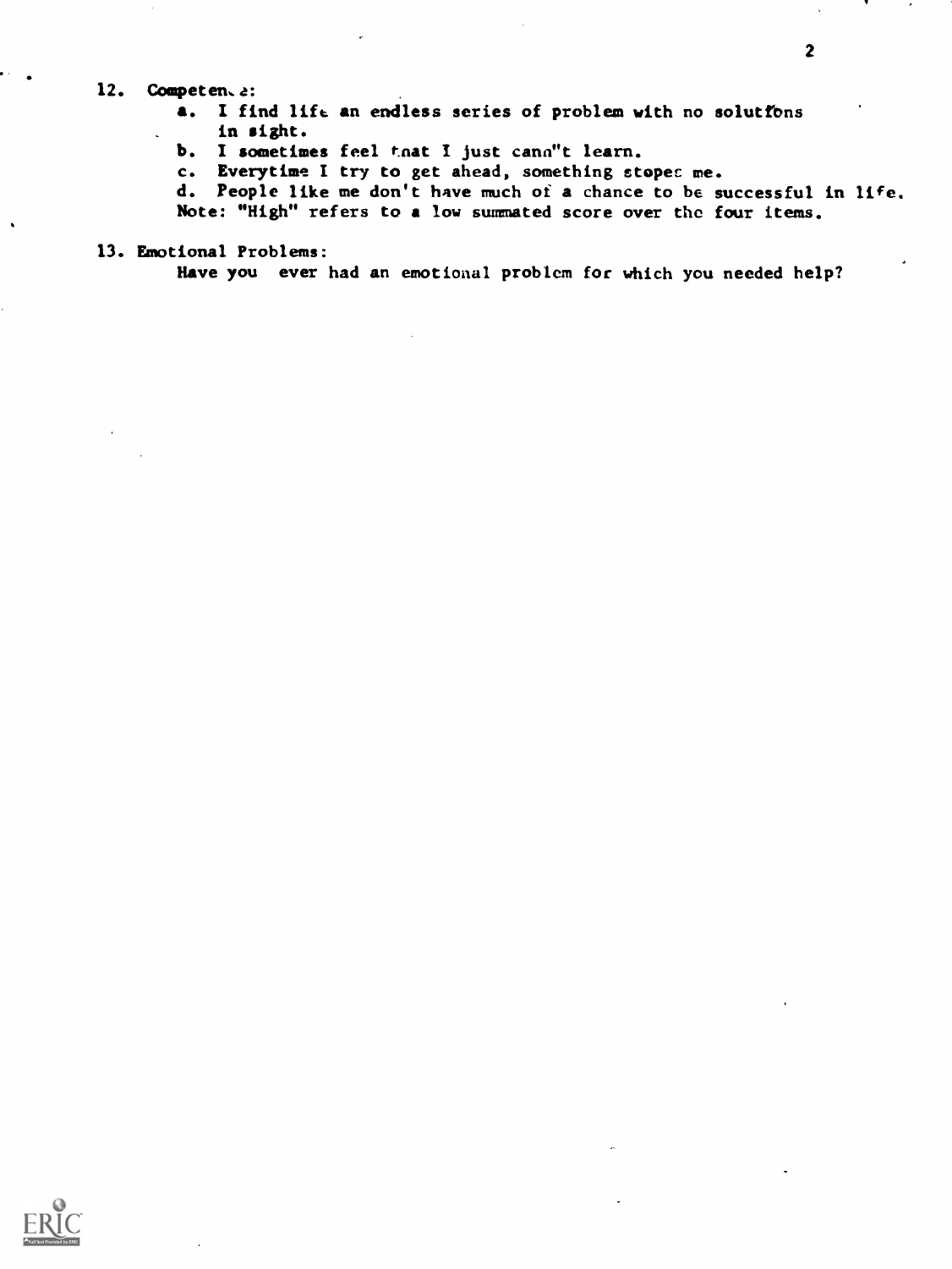12. Competence:

    a. I find life an endless series of problem with no solutions in sight.

    b. I sometimes feel that I just cann"t learn.

    c. Everytime I try to get ahead, something stopec me.

    d. People like me don't have much of a chance to be successful in life.

    Note: "High" refers to a low summated score over the four items.

13. Emotional Problems:

    Have you ever had an emotional problem for which you needed help?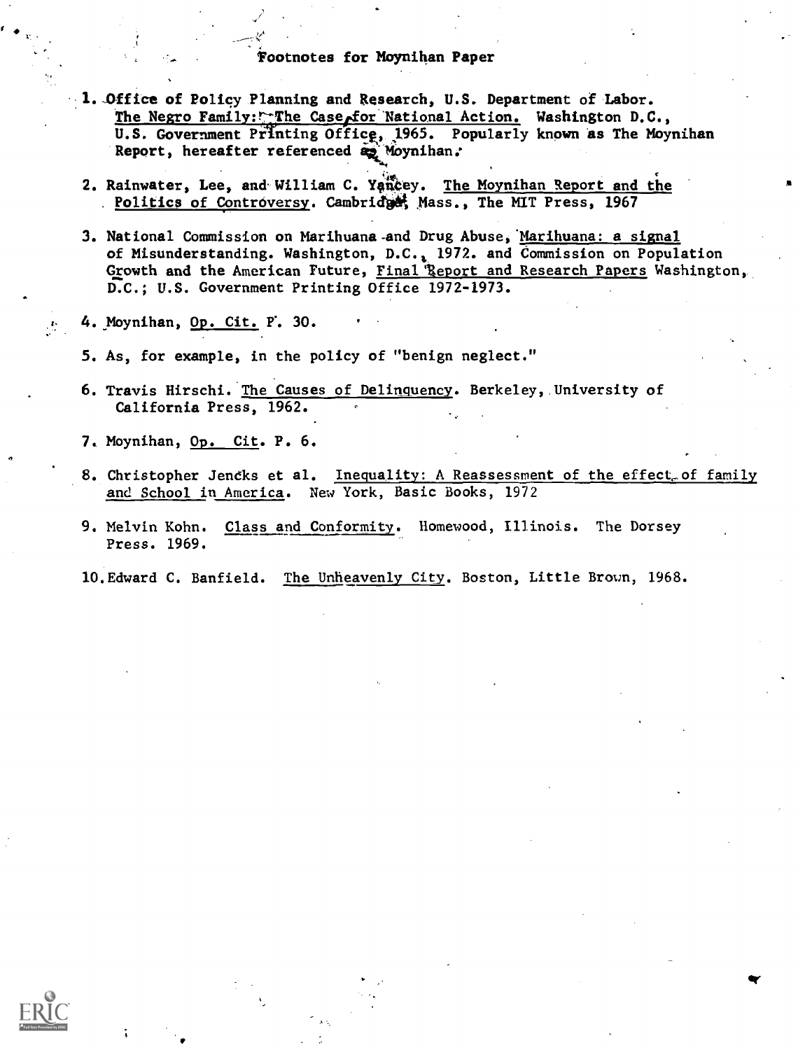# Footnotes for Moynihan Paper

1. Office of Policy Planning and Research, U.S. Department of Labor. The Negro Family: The Case for National Action. Washington D.C., U.S. Government Printing Office, 1965. Popularly known as The Moynihan Report, hereafter referenced as Moynihan.

2. Rainwater, Lee, and William C. Yancey. The Moynihan Report and the Politics of Controversy. Cambridge, Mass., The MIT Press, 1967

3. National Commission on Marihuana and Drug Abuse, Marihuana: a signal of Misunderstanding. Washington, D.C., 1972. and Commission on Population Growth and the American Future, Final Report and Research Papers Washington, D.C.; U.S. Government Printing Office 1972-1973.

4. Moynihan, Op. Cit. P. 30.

5. As, for example, in the policy of "benign neglect."

6. Travis Hirschi. The Causes of Delinquency. Berkeley, University of California Press, 1962.

7. Moynihan, Op. Cit. P. 6.

8. Christopher Jencks et al. Inequality: A Reassessment of the effect of family and School in America. New York, Basic Books, 1972

9. Melvin Kohn. Class and Conformity. Homewood, Illinois. The Dorsey Press. 1969.

10. Edward C. Banfield. The Unheavenly City. Boston, Little Brown, 1968.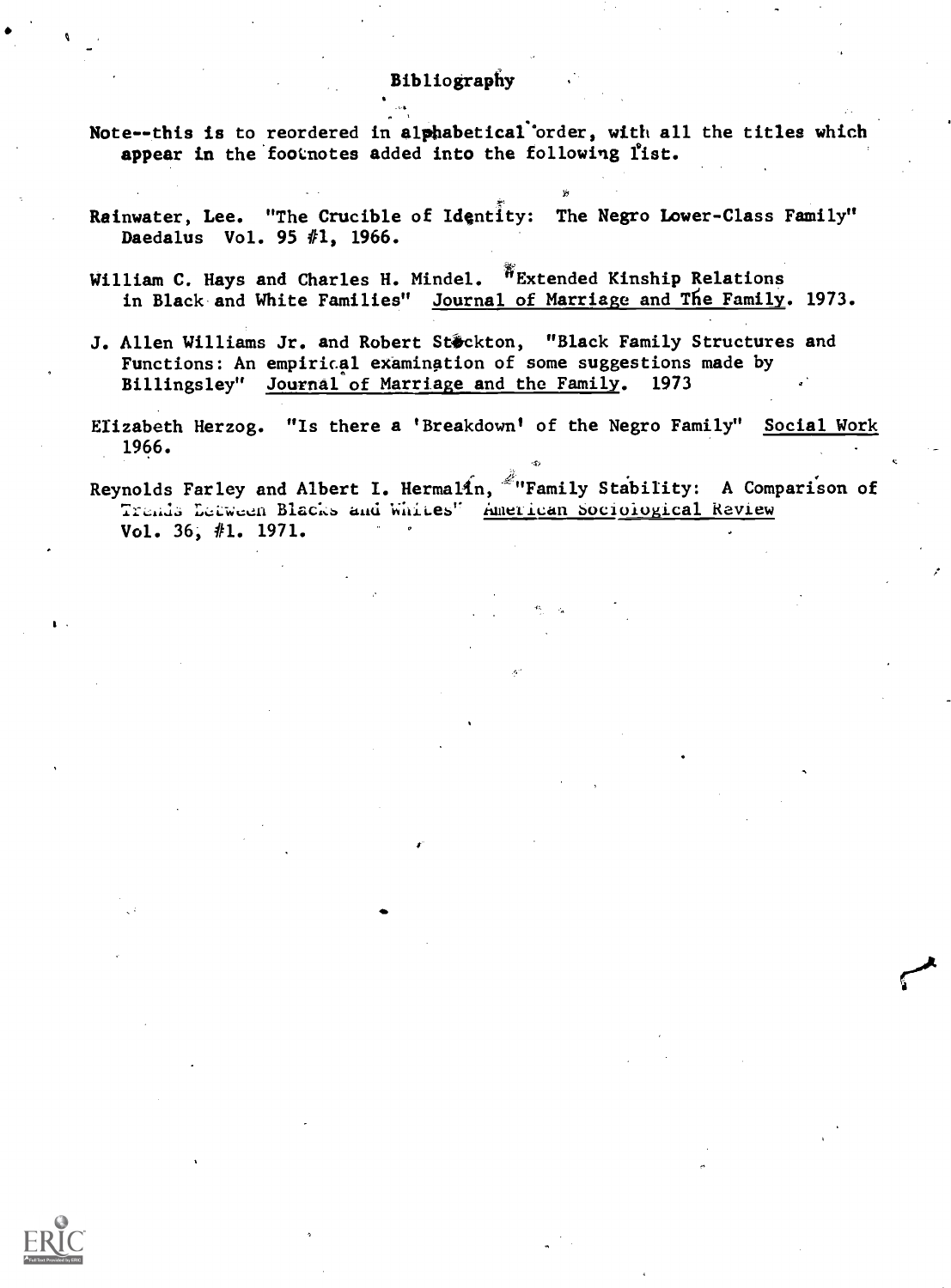## Bibliography

Note--this is to reordered in alphabetical order, with all the titles which appear in the footnotes added into the following list.

Rainwater, Lee. "The Crucible of Identity: The Negro Lower-Class Family" Daedalus Vol. 95 #1, 1966.

William C. Hays and Charles H. Mindel. "Extended Kinship Relations in Black and White Families" Journal of Marriage and The Family. 1973.

J. Allen Williams Jr. and Robert Stockton, "Black Family Structures and Functions: An empirical examination of some suggestions made by Billingsley" Journal of Marriage and the Family. 1973

Elizabeth Herzog. "Is there a 'Breakdown' of the Negro Family" Social Work 1966.

Reynolds Farley and Albert I. Hermalin, "Family Stability: A Comparison of Trends Between Blacks and Whites" American Sociological Review Vol. 36, #1. 1971.